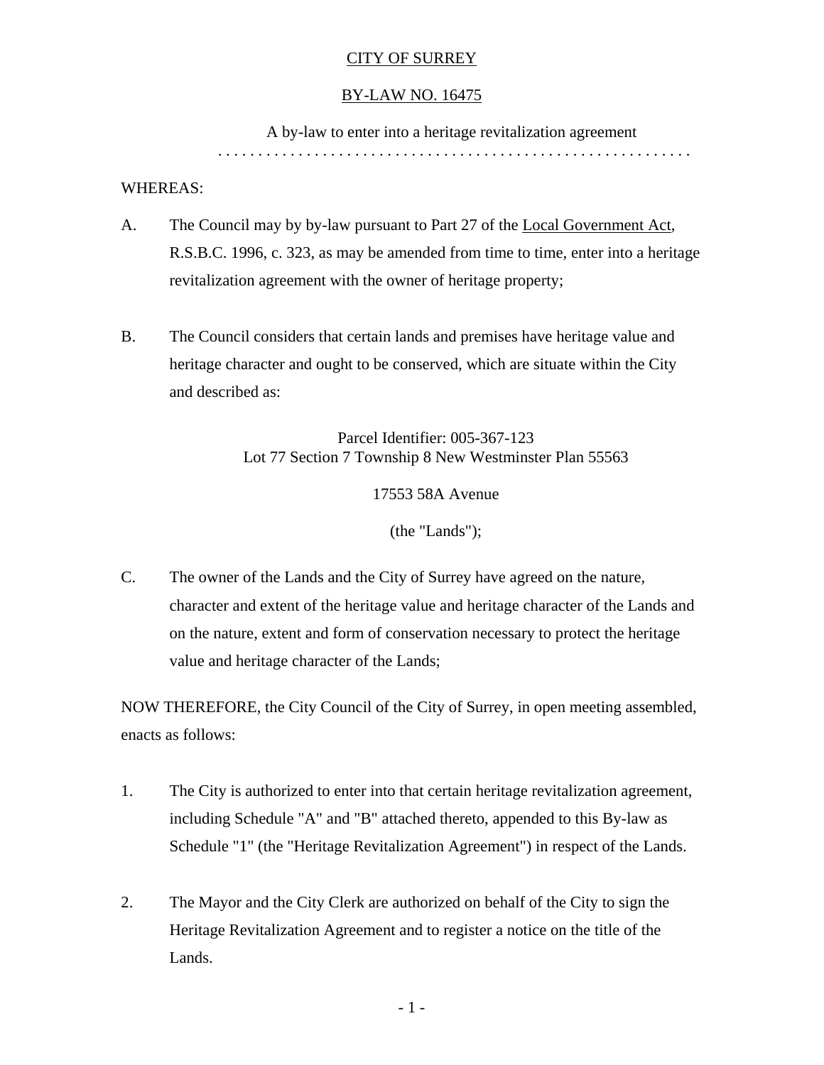# CITY OF SURREY

## BY-LAW NO. 16475

A by-law to enter into a heritage revitalization agreement

. . . . . . . . . . . . . . . . . . . . . . . . . . . . . . . . . . . . . . . . . . . . . . . . . . . . . . . . . .

WHEREAS:

A. The Council may by by-law pursuant to Part 27 of the Local Government Act, R.S.B.C. 1996, c. 323, as may be amended from time to time, enter into a heritage revitalization agreement with the owner of heritage property;

B. The Council considers that certain lands and premises have heritage value and heritage character and ought to be conserved, which are situate within the City and described as:

Parcel Identifier: 005-367-123
Lot 77 Section 7 Township 8 New Westminster Plan 55563

17553 58A Avenue

(the "Lands");

C. The owner of the Lands and the City of Surrey have agreed on the nature, character and extent of the heritage value and heritage character of the Lands and on the nature, extent and form of conservation necessary to protect the heritage value and heritage character of the Lands;

NOW THEREFORE, the City Council of the City of Surrey, in open meeting assembled, enacts as follows:

1. The City is authorized to enter into that certain heritage revitalization agreement, including Schedule "A" and "B" attached thereto, appended to this By-law as Schedule "1" (the "Heritage Revitalization Agreement") in respect of the Lands.

2. The Mayor and the City Clerk are authorized on behalf of the City to sign the Heritage Revitalization Agreement and to register a notice on the title of the Lands.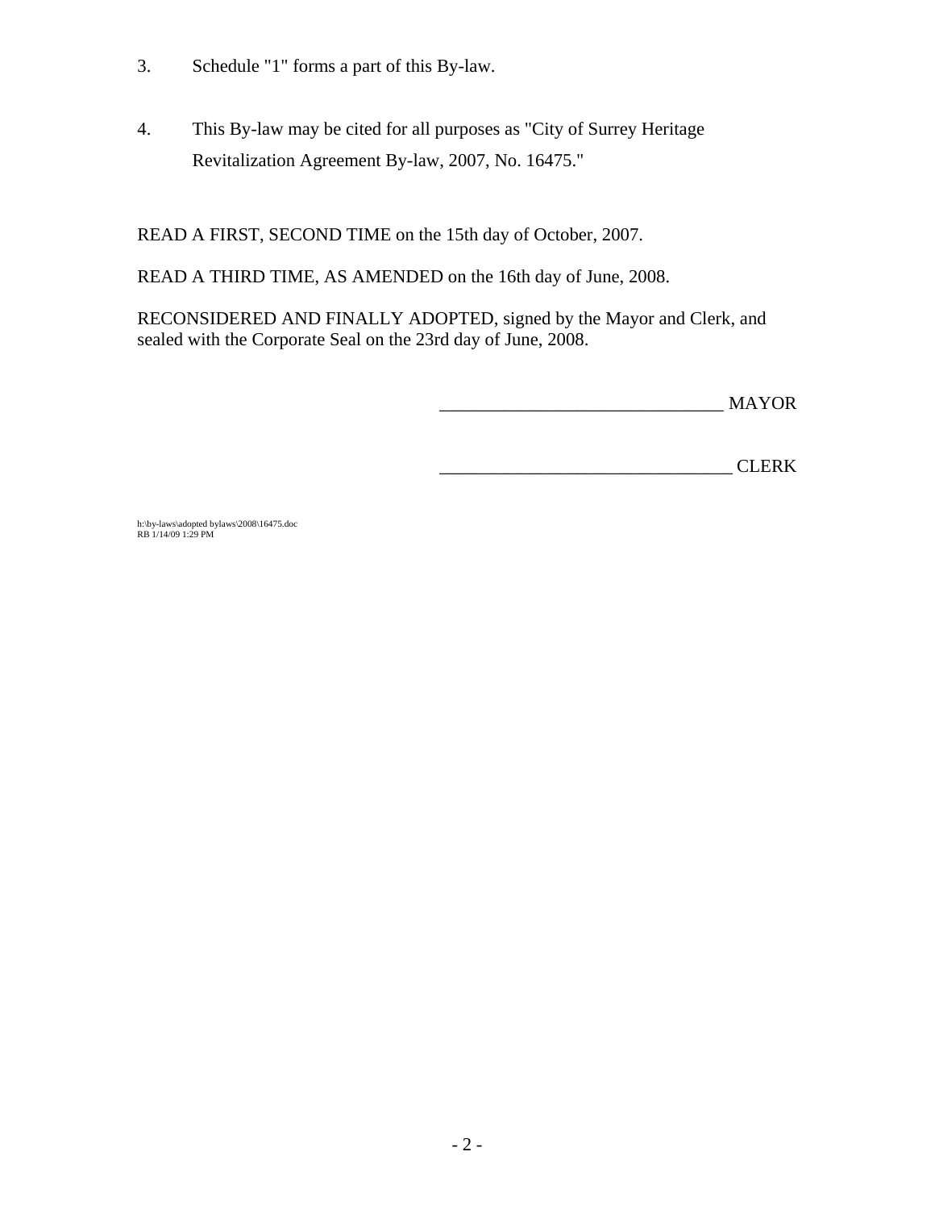3. Schedule "1" forms a part of this By-law.

4. This By-law may be cited for all purposes as "City of Surrey Heritage Revitalization Agreement By-law, 2007, No. 16475."

READ A FIRST, SECOND TIME on the 15th day of October, 2007.

READ A THIRD TIME, AS AMENDED on the 16th day of June, 2008.

RECONSIDERED AND FINALLY ADOPTED, signed by the Mayor and Clerk, and sealed with the Corporate Seal on the 23rd day of June, 2008.

_______________________________ MAYOR

________________________________ CLERK

h:\by-laws\adopted bylaws\2008\16475.doc
RB 1/14/09 1:29 PM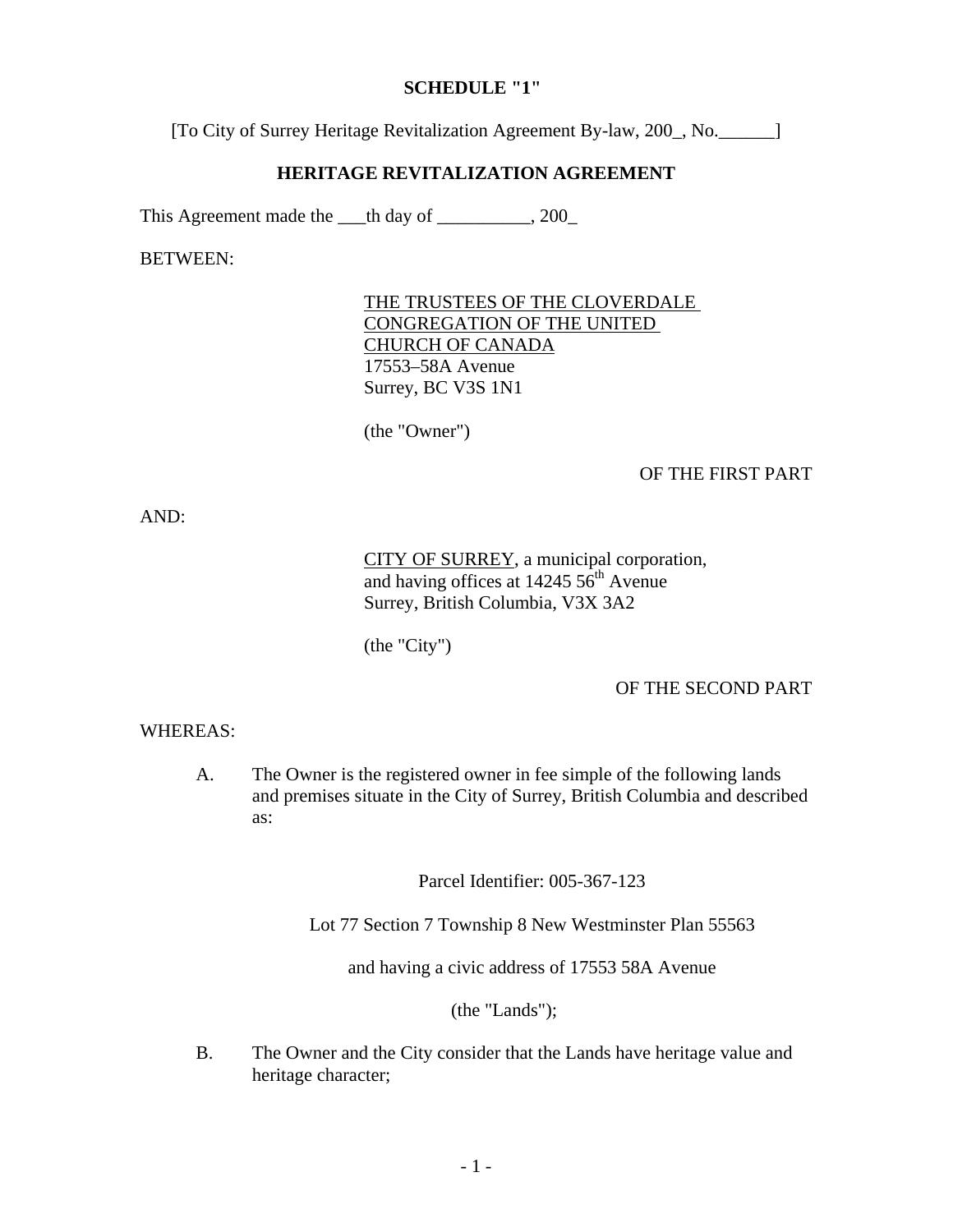**SCHEDULE "1"**

[To City of Surrey Heritage Revitalization Agreement By-law, 200_, No.______]

**HERITAGE REVITALIZATION AGREEMENT**

This Agreement made the ___th day of __________, 200_

BETWEEN:

THE TRUSTEES OF THE CLOVERDALE CONGREGATION OF THE UNITED CHURCH OF CANADA
17553–58A Avenue
Surrey, BC V3S 1N1

(the "Owner")

OF THE FIRST PART

AND:

CITY OF SURREY, a municipal corporation, and having offices at 14245 56th Avenue
Surrey, British Columbia, V3X 3A2

(the "City")

OF THE SECOND PART

WHEREAS:

A. The Owner is the registered owner in fee simple of the following lands and premises situate in the City of Surrey, British Columbia and described as:

Parcel Identifier: 005-367-123

Lot 77 Section 7 Township 8 New Westminster Plan 55563

and having a civic address of 17553 58A Avenue

(the "Lands");

B. The Owner and the City consider that the Lands have heritage value and heritage character;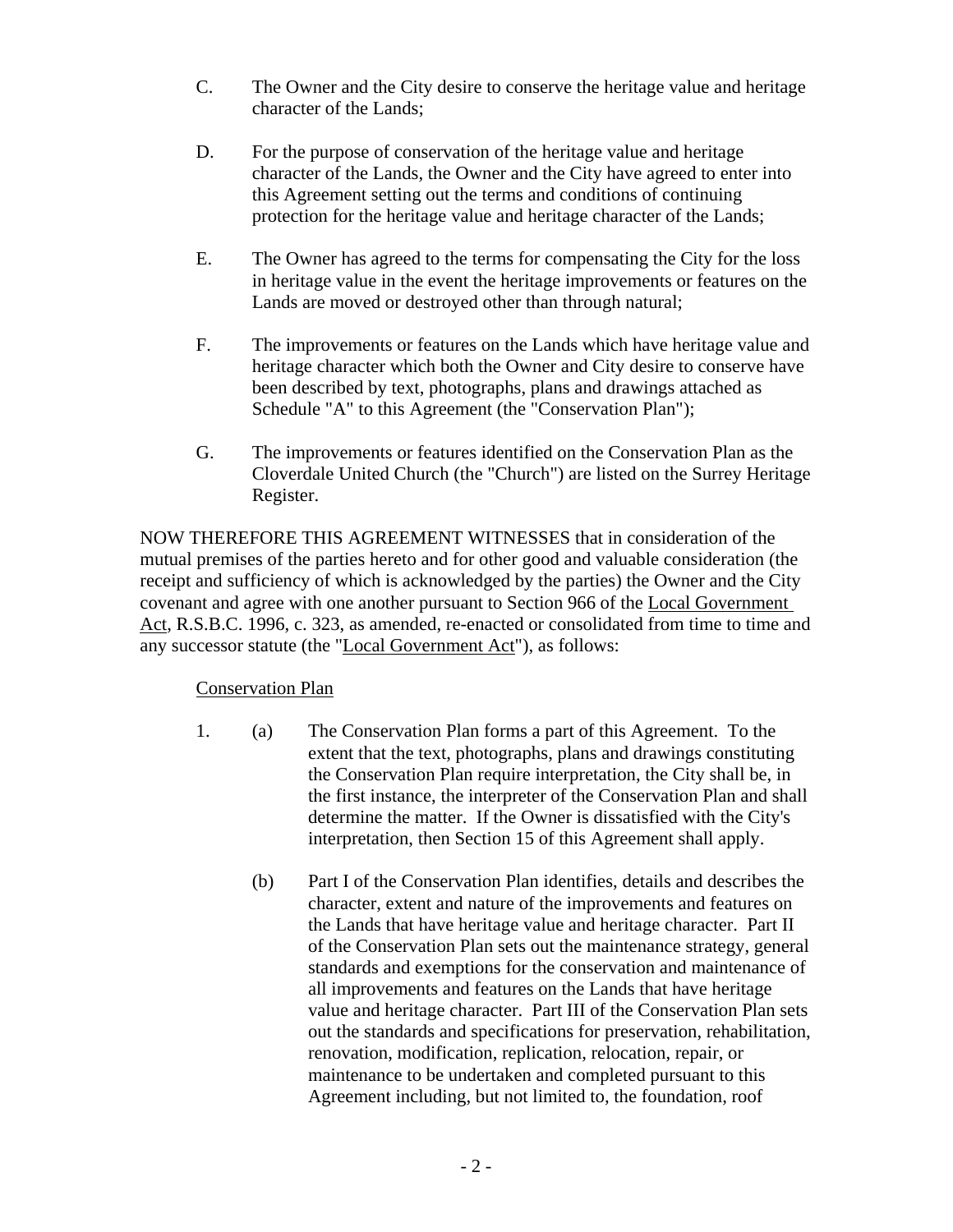C. The Owner and the City desire to conserve the heritage value and heritage character of the Lands;

D. For the purpose of conservation of the heritage value and heritage character of the Lands, the Owner and the City have agreed to enter into this Agreement setting out the terms and conditions of continuing protection for the heritage value and heritage character of the Lands;

E. The Owner has agreed to the terms for compensating the City for the loss in heritage value in the event the heritage improvements or features on the Lands are moved or destroyed other than through natural;

F. The improvements or features on the Lands which have heritage value and heritage character which both the Owner and City desire to conserve have been described by text, photographs, plans and drawings attached as Schedule "A" to this Agreement (the "Conservation Plan");

G. The improvements or features identified on the Conservation Plan as the Cloverdale United Church (the "Church") are listed on the Surrey Heritage Register.

NOW THEREFORE THIS AGREEMENT WITNESSES that in consideration of the mutual premises of the parties hereto and for other good and valuable consideration (the receipt and sufficiency of which is acknowledged by the parties) the Owner and the City covenant and agree with one another pursuant to Section 966 of the Local Government Act, R.S.B.C. 1996, c. 323, as amended, re-enacted or consolidated from time to time and any successor statute (the "Local Government Act"), as follows:

Conservation Plan

1. (a) The Conservation Plan forms a part of this Agreement. To the extent that the text, photographs, plans and drawings constituting the Conservation Plan require interpretation, the City shall be, in the first instance, the interpreter of the Conservation Plan and shall determine the matter. If the Owner is dissatisfied with the City's interpretation, then Section 15 of this Agreement shall apply.

   (b) Part I of the Conservation Plan identifies, details and describes the character, extent and nature of the improvements and features on the Lands that have heritage value and heritage character. Part II of the Conservation Plan sets out the maintenance strategy, general standards and exemptions for the conservation and maintenance of all improvements and features on the Lands that have heritage value and heritage character. Part III of the Conservation Plan sets out the standards and specifications for preservation, rehabilitation, renovation, modification, replication, relocation, repair, or maintenance to be undertaken and completed pursuant to this Agreement including, but not limited to, the foundation, roof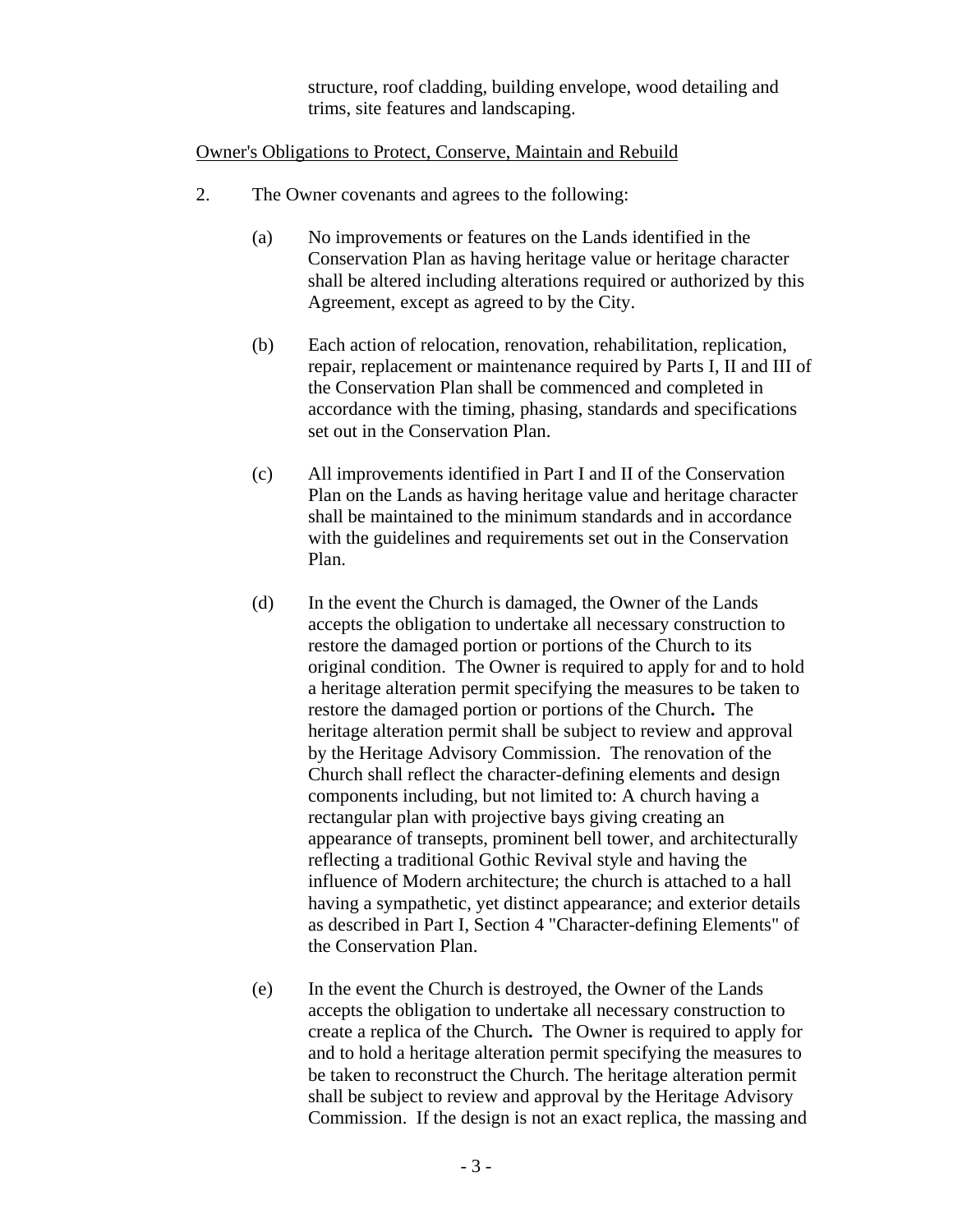structure, roof cladding, building envelope, wood detailing and trims, site features and landscaping.

Owner's Obligations to Protect, Conserve, Maintain and Rebuild

2. The Owner covenants and agrees to the following:

   (a) No improvements or features on the Lands identified in the Conservation Plan as having heritage value or heritage character shall be altered including alterations required or authorized by this Agreement, except as agreed to by the City.

   (b) Each action of relocation, renovation, rehabilitation, replication, repair, replacement or maintenance required by Parts I, II and III of the Conservation Plan shall be commenced and completed in accordance with the timing, phasing, standards and specifications set out in the Conservation Plan.

   (c) All improvements identified in Part I and II of the Conservation Plan on the Lands as having heritage value and heritage character shall be maintained to the minimum standards and in accordance with the guidelines and requirements set out in the Conservation Plan.

   (d) In the event the Church is damaged, the Owner of the Lands accepts the obligation to undertake all necessary construction to restore the damaged portion or portions of the Church to its original condition. The Owner is required to apply for and to hold a heritage alteration permit specifying the measures to be taken to restore the damaged portion or portions of the Church**.** The heritage alteration permit shall be subject to review and approval by the Heritage Advisory Commission. The renovation of the Church shall reflect the character-defining elements and design components including, but not limited to: A church having a rectangular plan with projective bays giving creating an appearance of transepts, prominent bell tower, and architecturally reflecting a traditional Gothic Revival style and having the influence of Modern architecture; the church is attached to a hall having a sympathetic, yet distinct appearance; and exterior details as described in Part I, Section 4 "Character-defining Elements" of the Conservation Plan.

   (e) In the event the Church is destroyed, the Owner of the Lands accepts the obligation to undertake all necessary construction to create a replica of the Church**.** The Owner is required to apply for and to hold a heritage alteration permit specifying the measures to be taken to reconstruct the Church. The heritage alteration permit shall be subject to review and approval by the Heritage Advisory Commission. If the design is not an exact replica, the massing and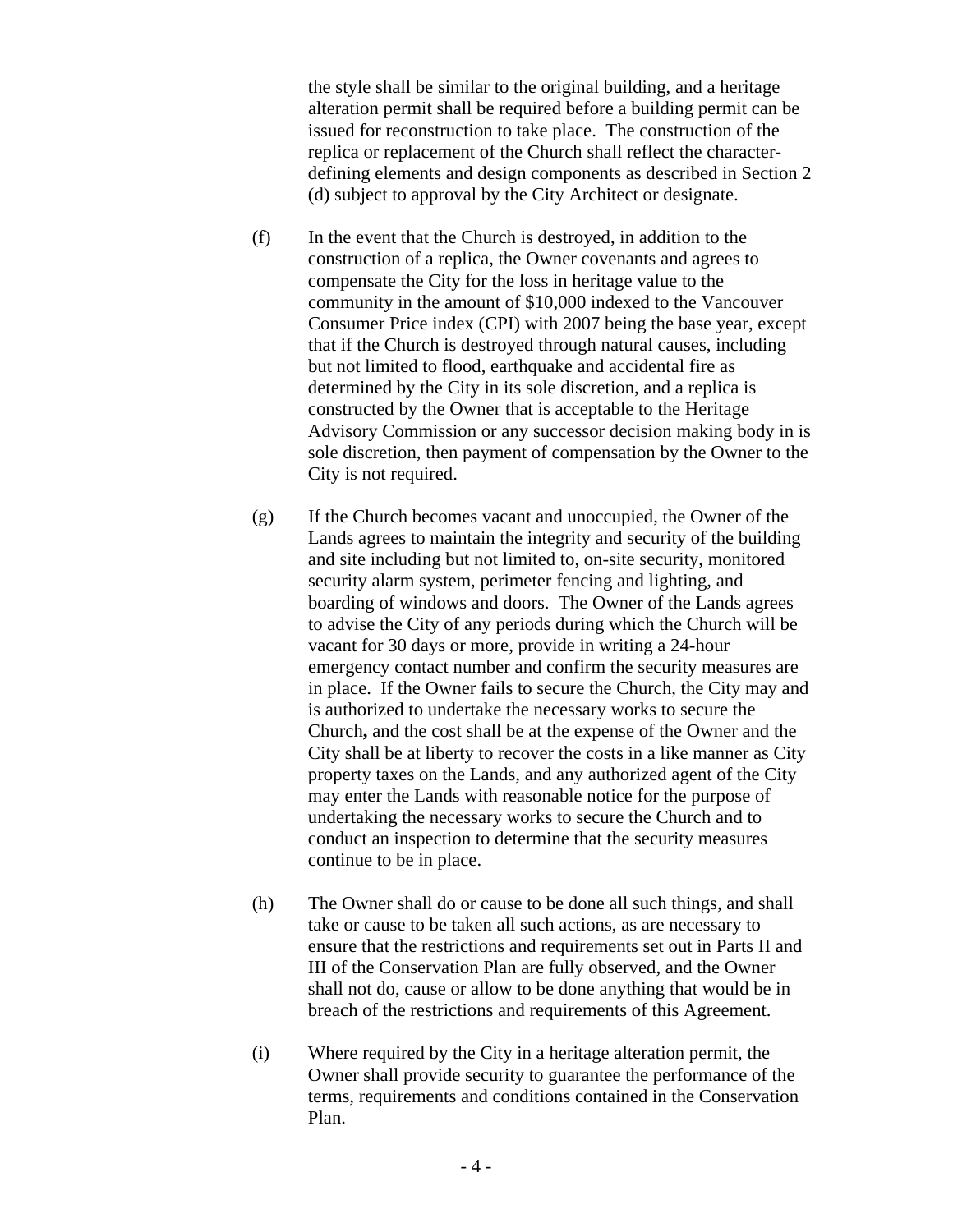the style shall be similar to the original building, and a heritage alteration permit shall be required before a building permit can be issued for reconstruction to take place. The construction of the replica or replacement of the Church shall reflect the character-defining elements and design components as described in Section 2 (d) subject to approval by the City Architect or designate.

(f) In the event that the Church is destroyed, in addition to the construction of a replica, the Owner covenants and agrees to compensate the City for the loss in heritage value to the community in the amount of $10,000 indexed to the Vancouver Consumer Price index (CPI) with 2007 being the base year, except that if the Church is destroyed through natural causes, including but not limited to flood, earthquake and accidental fire as determined by the City in its sole discretion, and a replica is constructed by the Owner that is acceptable to the Heritage Advisory Commission or any successor decision making body in is sole discretion, then payment of compensation by the Owner to the City is not required.

(g) If the Church becomes vacant and unoccupied, the Owner of the Lands agrees to maintain the integrity and security of the building and site including but not limited to, on-site security, monitored security alarm system, perimeter fencing and lighting, and boarding of windows and doors. The Owner of the Lands agrees to advise the City of any periods during which the Church will be vacant for 30 days or more, provide in writing a 24-hour emergency contact number and confirm the security measures are in place. If the Owner fails to secure the Church, the City may and is authorized to undertake the necessary works to secure the Church**,** and the cost shall be at the expense of the Owner and the City shall be at liberty to recover the costs in a like manner as City property taxes on the Lands, and any authorized agent of the City may enter the Lands with reasonable notice for the purpose of undertaking the necessary works to secure the Church and to conduct an inspection to determine that the security measures continue to be in place.

(h) The Owner shall do or cause to be done all such things, and shall take or cause to be taken all such actions, as are necessary to ensure that the restrictions and requirements set out in Parts II and III of the Conservation Plan are fully observed, and the Owner shall not do, cause or allow to be done anything that would be in breach of the restrictions and requirements of this Agreement.

(i) Where required by the City in a heritage alteration permit, the Owner shall provide security to guarantee the performance of the terms, requirements and conditions contained in the Conservation Plan.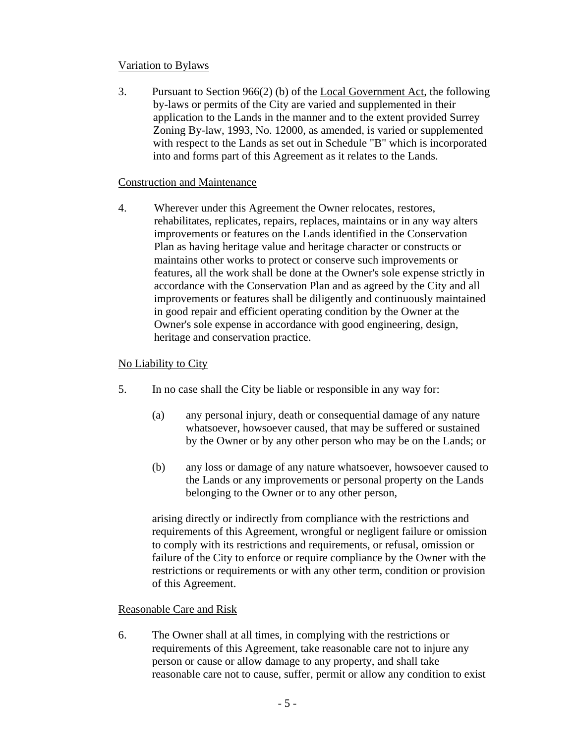Variation to Bylaws

3. Pursuant to Section 966(2) (b) of the Local Government Act, the following by-laws or permits of the City are varied and supplemented in their application to the Lands in the manner and to the extent provided Surrey Zoning By-law, 1993, No. 12000, as amended, is varied or supplemented with respect to the Lands as set out in Schedule "B" which is incorporated into and forms part of this Agreement as it relates to the Lands.

Construction and Maintenance

4. Wherever under this Agreement the Owner relocates, restores, rehabilitates, replicates, repairs, replaces, maintains or in any way alters improvements or features on the Lands identified in the Conservation Plan as having heritage value and heritage character or constructs or maintains other works to protect or conserve such improvements or features, all the work shall be done at the Owner's sole expense strictly in accordance with the Conservation Plan and as agreed by the City and all improvements or features shall be diligently and continuously maintained in good repair and efficient operating condition by the Owner at the Owner's sole expense in accordance with good engineering, design, heritage and conservation practice.

No Liability to City

5. In no case shall the City be liable or responsible in any way for:

   (a) any personal injury, death or consequential damage of any nature whatsoever, howsoever caused, that may be suffered or sustained by the Owner or by any other person who may be on the Lands; or

   (b) any loss or damage of any nature whatsoever, howsoever caused to the Lands or any improvements or personal property on the Lands belonging to the Owner or to any other person,

   arising directly or indirectly from compliance with the restrictions and requirements of this Agreement, wrongful or negligent failure or omission to comply with its restrictions and requirements, or refusal, omission or failure of the City to enforce or require compliance by the Owner with the restrictions or requirements or with any other term, condition or provision of this Agreement.

Reasonable Care and Risk

6. The Owner shall at all times, in complying with the restrictions or requirements of this Agreement, take reasonable care not to injure any person or cause or allow damage to any property, and shall take reasonable care not to cause, suffer, permit or allow any condition to exist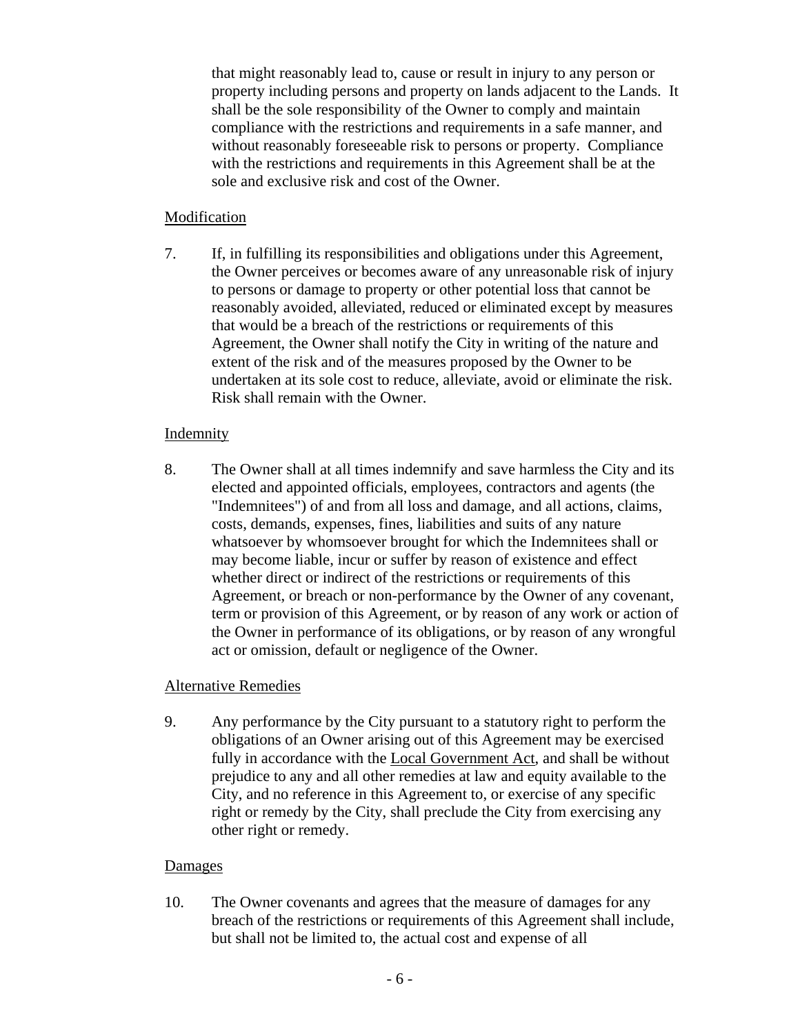that might reasonably lead to, cause or result in injury to any person or property including persons and property on lands adjacent to the Lands. It shall be the sole responsibility of the Owner to comply and maintain compliance with the restrictions and requirements in a safe manner, and without reasonably foreseeable risk to persons or property. Compliance with the restrictions and requirements in this Agreement shall be at the sole and exclusive risk and cost of the Owner.

Modification

7. If, in fulfilling its responsibilities and obligations under this Agreement, the Owner perceives or becomes aware of any unreasonable risk of injury to persons or damage to property or other potential loss that cannot be reasonably avoided, alleviated, reduced or eliminated except by measures that would be a breach of the restrictions or requirements of this Agreement, the Owner shall notify the City in writing of the nature and extent of the risk and of the measures proposed by the Owner to be undertaken at its sole cost to reduce, alleviate, avoid or eliminate the risk. Risk shall remain with the Owner.

Indemnity

8. The Owner shall at all times indemnify and save harmless the City and its elected and appointed officials, employees, contractors and agents (the "Indemnitees") of and from all loss and damage, and all actions, claims, costs, demands, expenses, fines, liabilities and suits of any nature whatsoever by whomsoever brought for which the Indemnitees shall or may become liable, incur or suffer by reason of existence and effect whether direct or indirect of the restrictions or requirements of this Agreement, or breach or non-performance by the Owner of any covenant, term or provision of this Agreement, or by reason of any work or action of the Owner in performance of its obligations, or by reason of any wrongful act or omission, default or negligence of the Owner.

Alternative Remedies

9. Any performance by the City pursuant to a statutory right to perform the obligations of an Owner arising out of this Agreement may be exercised fully in accordance with the Local Government Act, and shall be without prejudice to any and all other remedies at law and equity available to the City, and no reference in this Agreement to, or exercise of any specific right or remedy by the City, shall preclude the City from exercising any other right or remedy.

Damages

10. The Owner covenants and agrees that the measure of damages for any breach of the restrictions or requirements of this Agreement shall include, but shall not be limited to, the actual cost and expense of all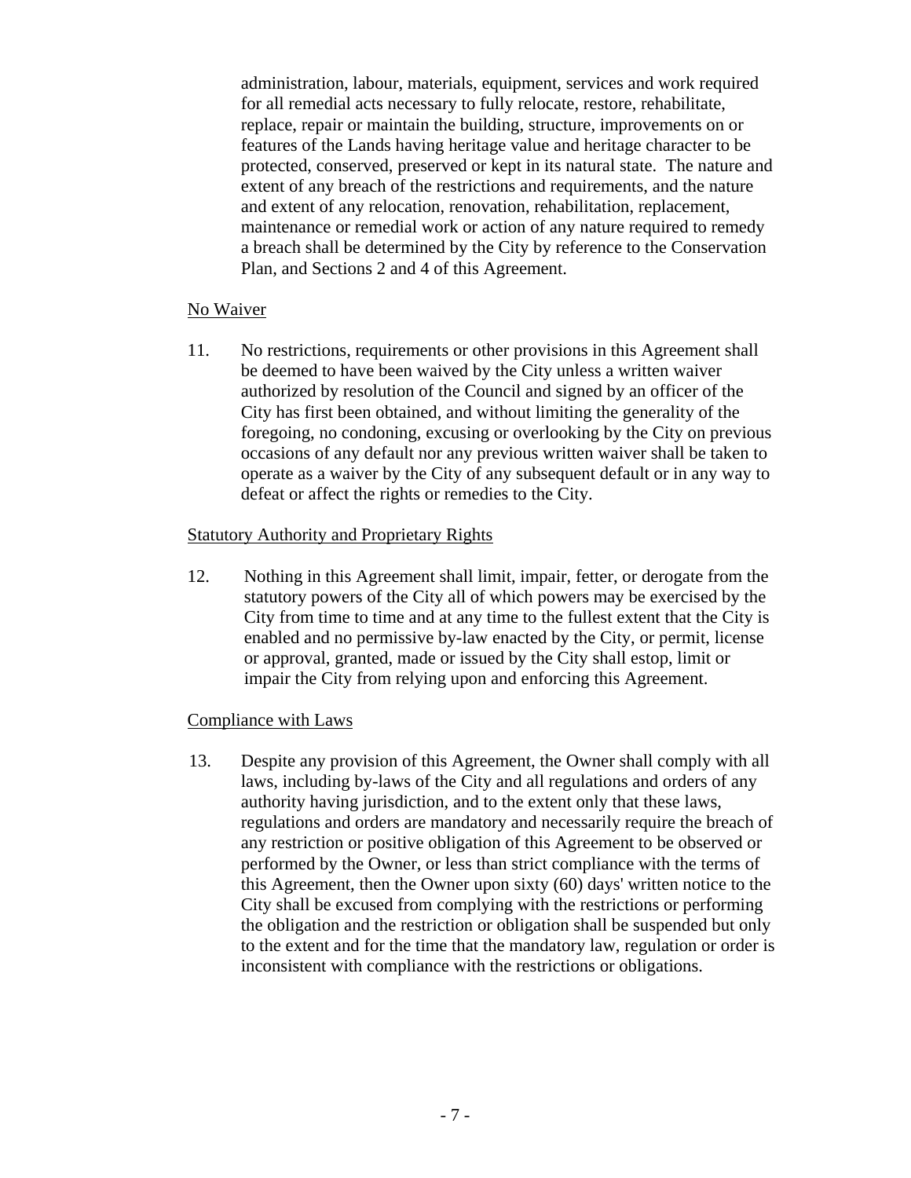administration, labour, materials, equipment, services and work required for all remedial acts necessary to fully relocate, restore, rehabilitate, replace, repair or maintain the building, structure, improvements on or features of the Lands having heritage value and heritage character to be protected, conserved, preserved or kept in its natural state. The nature and extent of any breach of the restrictions and requirements, and the nature and extent of any relocation, renovation, rehabilitation, replacement, maintenance or remedial work or action of any nature required to remedy a breach shall be determined by the City by reference to the Conservation Plan, and Sections 2 and 4 of this Agreement.

<u>No Waiver</u>

11. No restrictions, requirements or other provisions in this Agreement shall be deemed to have been waived by the City unless a written waiver authorized by resolution of the Council and signed by an officer of the City has first been obtained, and without limiting the generality of the foregoing, no condoning, excusing or overlooking by the City on previous occasions of any default nor any previous written waiver shall be taken to operate as a waiver by the City of any subsequent default or in any way to defeat or affect the rights or remedies to the City.

<u>Statutory Authority and Proprietary Rights</u>

12. Nothing in this Agreement shall limit, impair, fetter, or derogate from the statutory powers of the City all of which powers may be exercised by the City from time to time and at any time to the fullest extent that the City is enabled and no permissive by-law enacted by the City, or permit, license or approval, granted, made or issued by the City shall estop, limit or impair the City from relying upon and enforcing this Agreement.

<u>Compliance with Laws</u>

13. Despite any provision of this Agreement, the Owner shall comply with all laws, including by-laws of the City and all regulations and orders of any authority having jurisdiction, and to the extent only that these laws, regulations and orders are mandatory and necessarily require the breach of any restriction or positive obligation of this Agreement to be observed or performed by the Owner, or less than strict compliance with the terms of this Agreement, then the Owner upon sixty (60) days' written notice to the City shall be excused from complying with the restrictions or performing the obligation and the restriction or obligation shall be suspended but only to the extent and for the time that the mandatory law, regulation or order is inconsistent with compliance with the restrictions or obligations.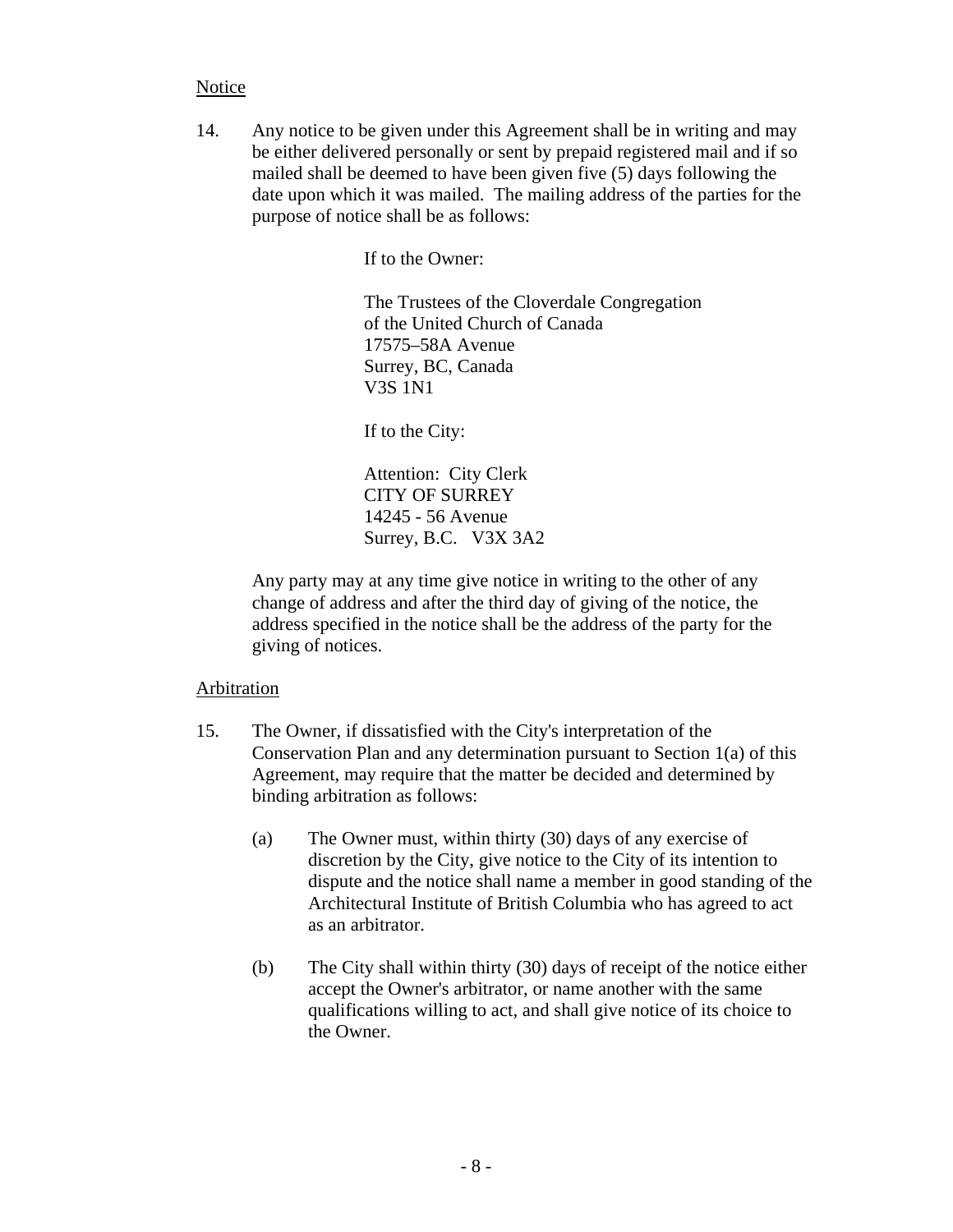Notice

14. Any notice to be given under this Agreement shall be in writing and may be either delivered personally or sent by prepaid registered mail and if so mailed shall be deemed to have been given five (5) days following the date upon which it was mailed. The mailing address of the parties for the purpose of notice shall be as follows:

 If to the Owner:

 The Trustees of the Cloverdale Congregation
 of the United Church of Canada
 17575–58A Avenue
 Surrey, BC, Canada
 V3S 1N1

 If to the City:

 Attention: City Clerk
 CITY OF SURREY
 14245 - 56 Avenue
 Surrey, B.C. V3X 3A2

 Any party may at any time give notice in writing to the other of any change of address and after the third day of giving of the notice, the address specified in the notice shall be the address of the party for the giving of notices.

Arbitration

15. The Owner, if dissatisfied with the City's interpretation of the Conservation Plan and any determination pursuant to Section 1(a) of this Agreement, may require that the matter be decided and determined by binding arbitration as follows:

 (a) The Owner must, within thirty (30) days of any exercise of discretion by the City, give notice to the City of its intention to dispute and the notice shall name a member in good standing of the Architectural Institute of British Columbia who has agreed to act as an arbitrator.

 (b) The City shall within thirty (30) days of receipt of the notice either accept the Owner's arbitrator, or name another with the same qualifications willing to act, and shall give notice of its choice to the Owner.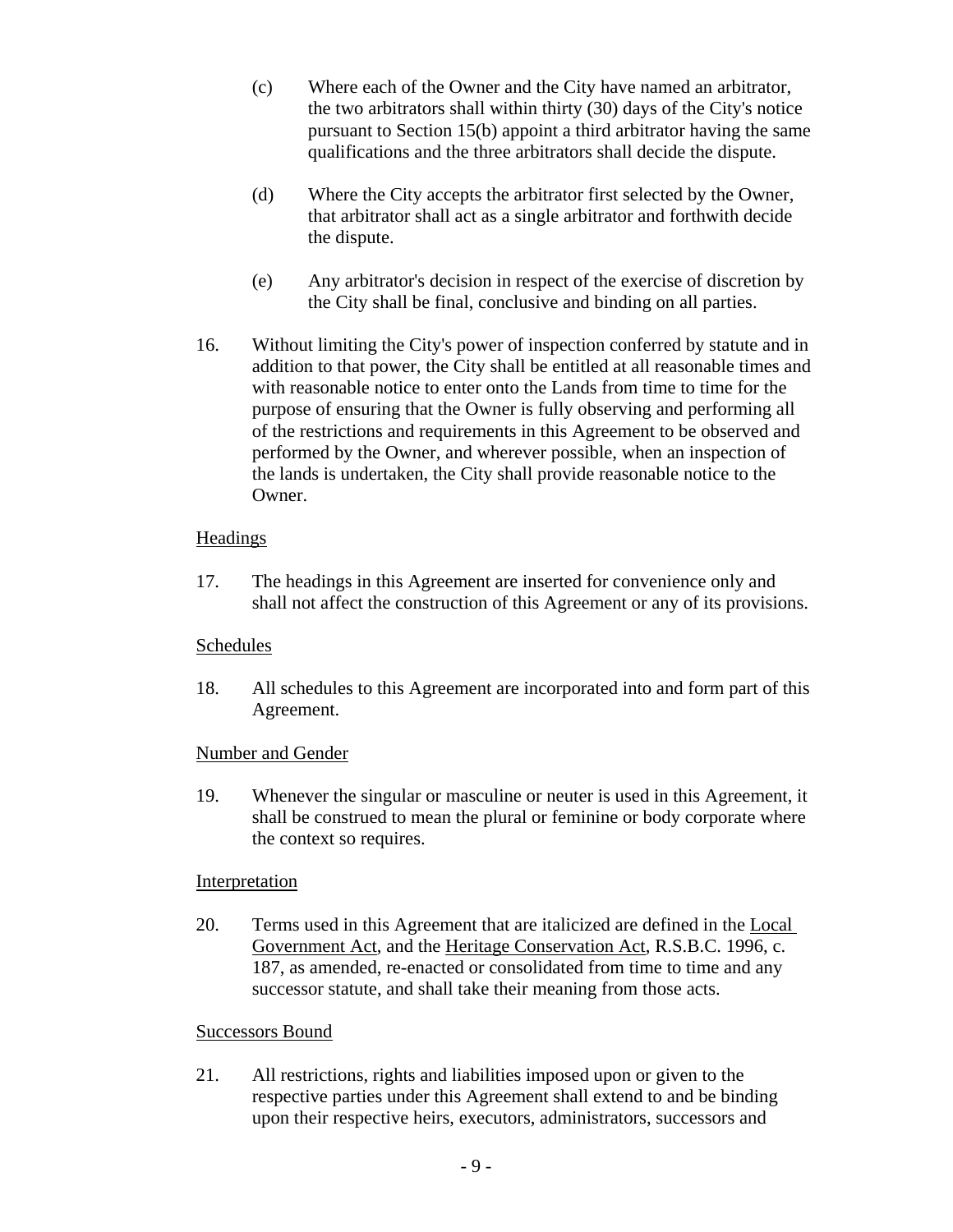(c) Where each of the Owner and the City have named an arbitrator, the two arbitrators shall within thirty (30) days of the City's notice pursuant to Section 15(b) appoint a third arbitrator having the same qualifications and the three arbitrators shall decide the dispute.

(d) Where the City accepts the arbitrator first selected by the Owner, that arbitrator shall act as a single arbitrator and forthwith decide the dispute.

(e) Any arbitrator's decision in respect of the exercise of discretion by the City shall be final, conclusive and binding on all parties.

16. Without limiting the City's power of inspection conferred by statute and in addition to that power, the City shall be entitled at all reasonable times and with reasonable notice to enter onto the Lands from time to time for the purpose of ensuring that the Owner is fully observing and performing all of the restrictions and requirements in this Agreement to be observed and performed by the Owner, and wherever possible, when an inspection of the lands is undertaken, the City shall provide reasonable notice to the Owner.

<u>Headings</u>

17. The headings in this Agreement are inserted for convenience only and shall not affect the construction of this Agreement or any of its provisions.

<u>Schedules</u>

18. All schedules to this Agreement are incorporated into and form part of this Agreement.

<u>Number and Gender</u>

19. Whenever the singular or masculine or neuter is used in this Agreement, it shall be construed to mean the plural or feminine or body corporate where the context so requires.

<u>Interpretation</u>

20. Terms used in this Agreement that are italicized are defined in the <u>Local Government Act</u>, and the <u>Heritage Conservation Act</u>, R.S.B.C. 1996, c. 187, as amended, re-enacted or consolidated from time to time and any successor statute, and shall take their meaning from those acts.

<u>Successors Bound</u>

21. All restrictions, rights and liabilities imposed upon or given to the respective parties under this Agreement shall extend to and be binding upon their respective heirs, executors, administrators, successors and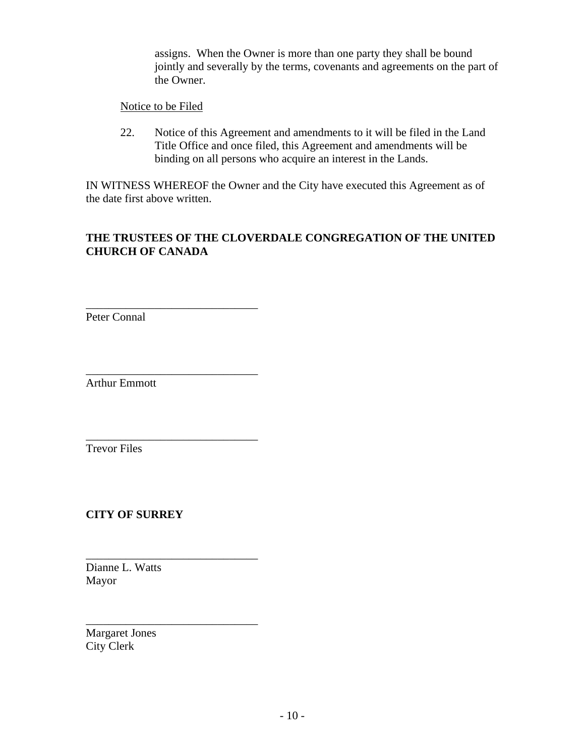assigns. When the Owner is more than one party they shall be bound jointly and severally by the terms, covenants and agreements on the part of the Owner.

Notice to be Filed

22. Notice of this Agreement and amendments to it will be filed in the Land Title Office and once filed, this Agreement and amendments will be binding on all persons who acquire an interest in the Lands.

IN WITNESS WHEREOF the Owner and the City have executed this Agreement as of the date first above written.

**THE TRUSTEES OF THE CLOVERDALE CONGREGATION OF THE UNITED CHURCH OF CANADA**

______________________________
Peter Connal

______________________________
Arthur Emmott

______________________________
Trevor Files

**CITY OF SURREY**

______________________________
Dianne L. Watts
Mayor

______________________________
Margaret Jones
City Clerk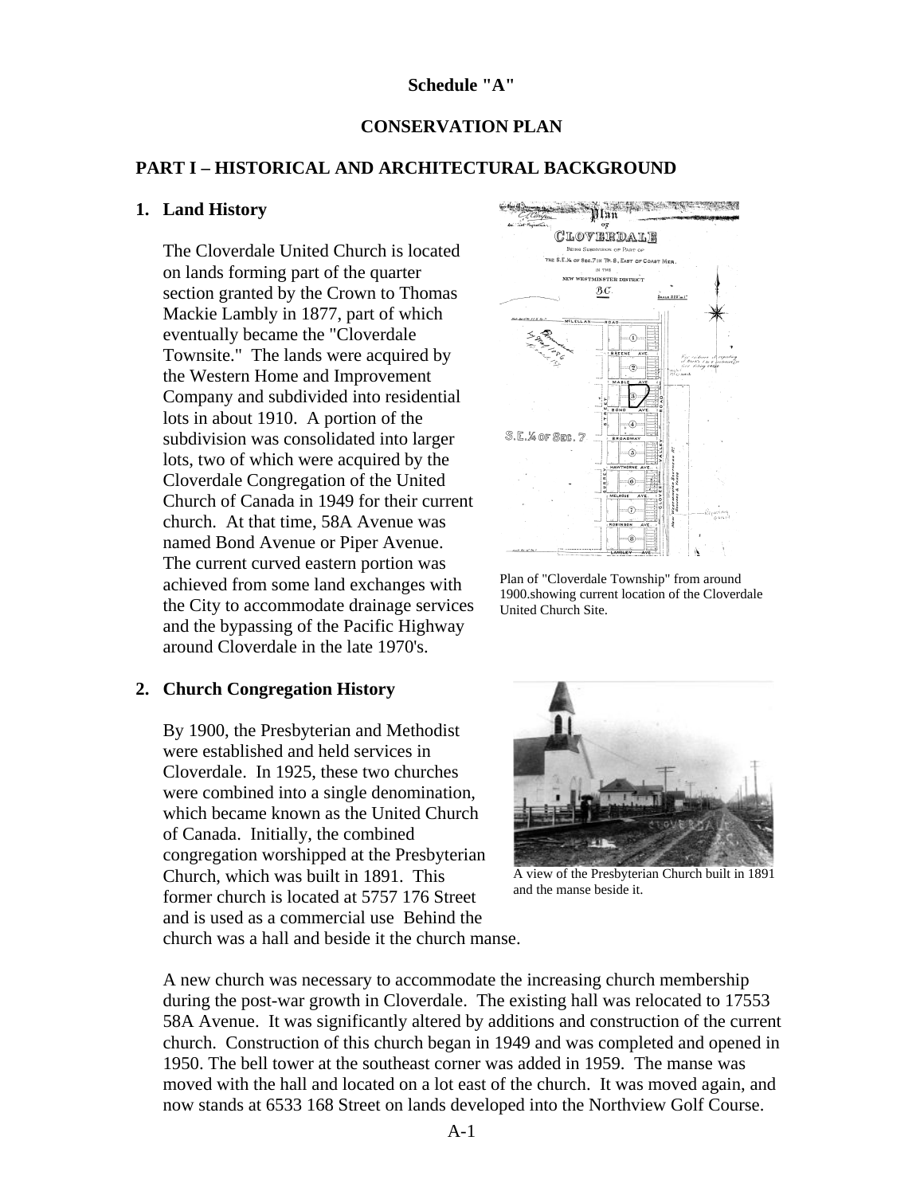**Schedule "A"**

**CONSERVATION PLAN**

## PART I – HISTORICAL AND ARCHITECTURAL BACKGROUND

### 1. Land History

The Cloverdale United Church is located on lands forming part of the quarter section granted by the Crown to Thomas Mackie Lambly in 1877, part of which eventually became the "Cloverdale Townsite." The lands were acquired by the Western Home and Improvement Company and subdivided into residential lots in about 1910. A portion of the subdivision was consolidated into larger lots, two of which were acquired by the Cloverdale Congregation of the United Church of Canada in 1949 for their current church. At that time, 58A Avenue was named Bond Avenue or Piper Avenue. The current curved eastern portion was achieved from some land exchanges with the City to accommodate drainage services and the bypassing of the Pacific Highway around Cloverdale in the late 1970's.

Plan of "Cloverdale Township" from around 1900.showing current location of the Cloverdale United Church Site.

### 2. Church Congregation History

By 1900, the Presbyterian and Methodist were established and held services in Cloverdale. In 1925, these two churches were combined into a single denomination, which became known as the United Church of Canada. Initially, the combined congregation worshipped at the Presbyterian Church, which was built in 1891. This former church is located at 5757 176 Street and is used as a commercial use Behind the church was a hall and beside it the church manse.

A view of the Presbyterian Church built in 1891 and the manse beside it.

A new church was necessary to accommodate the increasing church membership during the post-war growth in Cloverdale. The existing hall was relocated to 17553 58A Avenue. It was significantly altered by additions and construction of the current church. Construction of this church began in 1949 and was completed and opened in 1950. The bell tower at the southeast corner was added in 1959. The manse was moved with the hall and located on a lot east of the church. It was moved again, and now stands at 6533 168 Street on lands developed into the Northview Golf Course.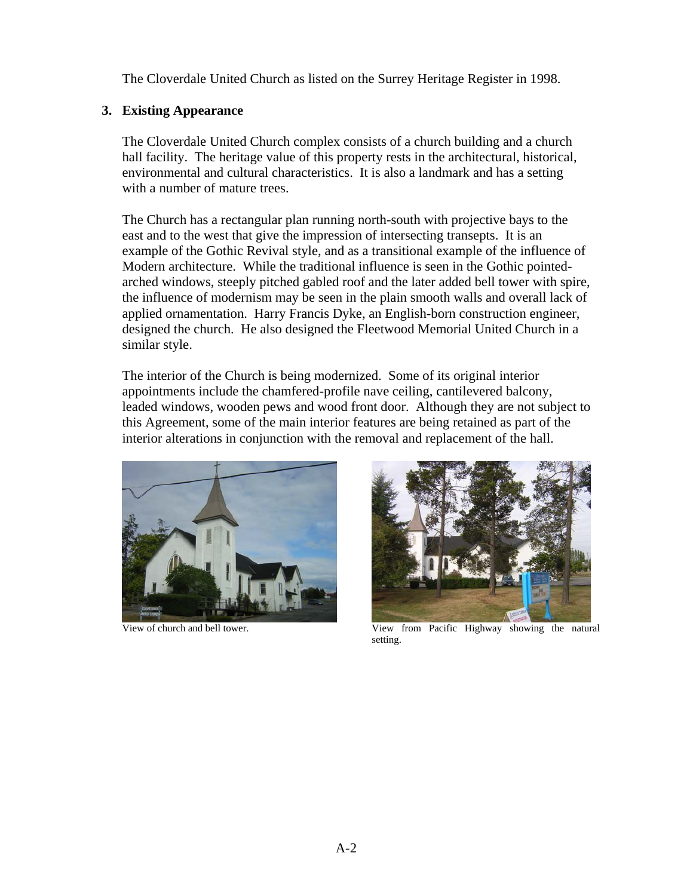The Cloverdale United Church as listed on the Surrey Heritage Register in 1998.

## 3. Existing Appearance

The Cloverdale United Church complex consists of a church building and a church hall facility. The heritage value of this property rests in the architectural, historical, environmental and cultural characteristics. It is also a landmark and has a setting with a number of mature trees.

The Church has a rectangular plan running north-south with projective bays to the east and to the west that give the impression of intersecting transepts. It is an example of the Gothic Revival style, and as a transitional example of the influence of Modern architecture. While the traditional influence is seen in the Gothic pointed-arched windows, steeply pitched gabled roof and the later added bell tower with spire, the influence of modernism may be seen in the plain smooth walls and overall lack of applied ornamentation. Harry Francis Dyke, an English-born construction engineer, designed the church. He also designed the Fleetwood Memorial United Church in a similar style.

The interior of the Church is being modernized. Some of its original interior appointments include the chamfered-profile nave ceiling, cantilevered balcony, leaded windows, wooden pews and wood front door. Although they are not subject to this Agreement, some of the main interior features are being retained as part of the interior alterations in conjunction with the removal and replacement of the hall.

View of church and bell tower.

View from Pacific Highway showing the natural setting.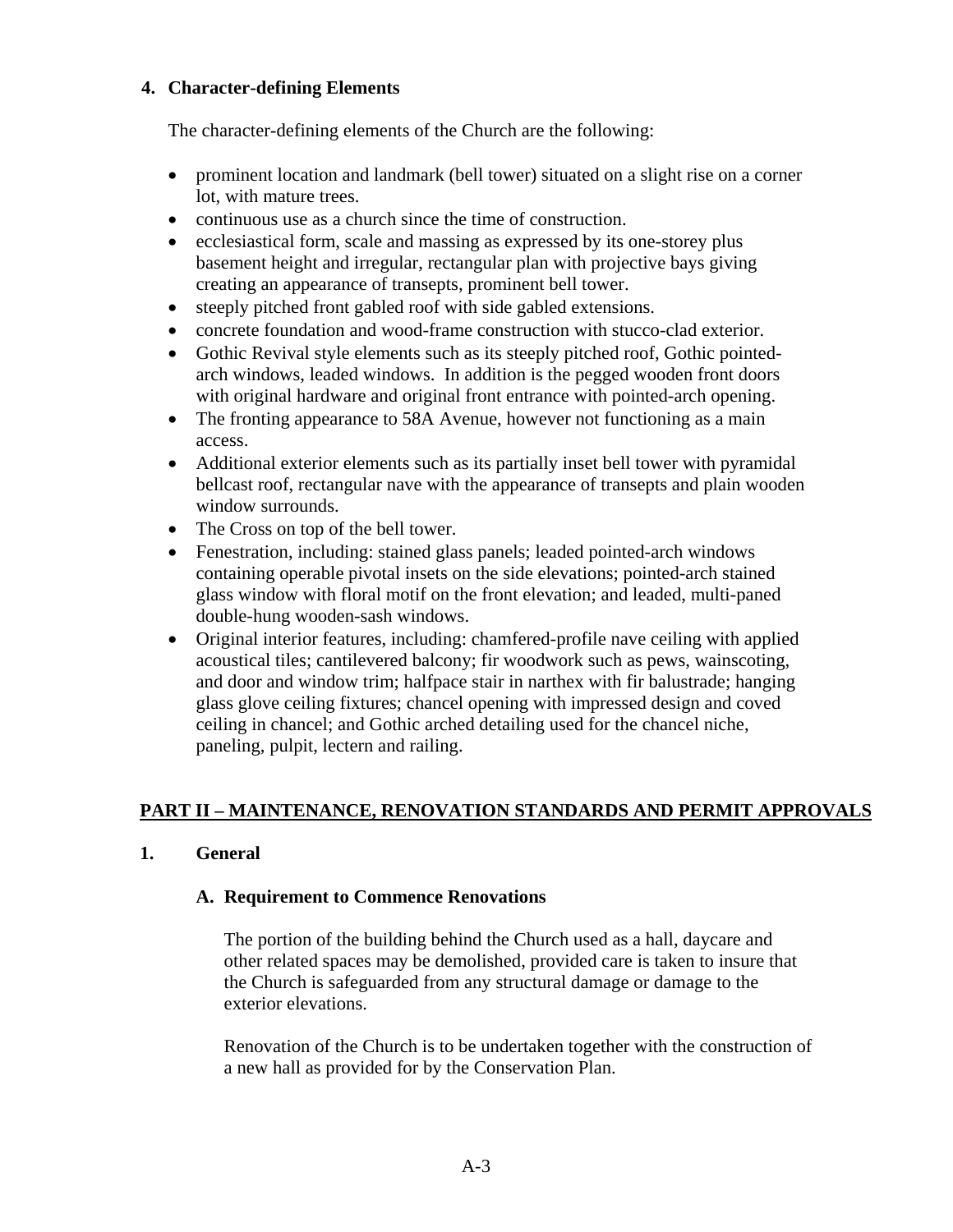## 4. Character-defining Elements

The character-defining elements of the Church are the following:

- prominent location and landmark (bell tower) situated on a slight rise on a corner lot, with mature trees.
- continuous use as a church since the time of construction.
- ecclesiastical form, scale and massing as expressed by its one-storey plus basement height and irregular, rectangular plan with projective bays giving creating an appearance of transepts, prominent bell tower.
- steeply pitched front gabled roof with side gabled extensions.
- concrete foundation and wood-frame construction with stucco-clad exterior.
- Gothic Revival style elements such as its steeply pitched roof, Gothic pointed-arch windows, leaded windows. In addition is the pegged wooden front doors with original hardware and original front entrance with pointed-arch opening.
- The fronting appearance to 58A Avenue, however not functioning as a main access.
- Additional exterior elements such as its partially inset bell tower with pyramidal bellcast roof, rectangular nave with the appearance of transepts and plain wooden window surrounds.
- The Cross on top of the bell tower.
- Fenestration, including: stained glass panels; leaded pointed-arch windows containing operable pivotal insets on the side elevations; pointed-arch stained glass window with floral motif on the front elevation; and leaded, multi-paned double-hung wooden-sash windows.
- Original interior features, including: chamfered-profile nave ceiling with applied acoustical tiles; cantilevered balcony; fir woodwork such as pews, wainscoting, and door and window trim; halfpace stair in narthex with fir balustrade; hanging glass glove ceiling fixtures; chancel opening with impressed design and coved ceiling in chancel; and Gothic arched detailing used for the chancel niche, paneling, pulpit, lectern and railing.

## PART II – MAINTENANCE, RENOVATION STANDARDS AND PERMIT APPROVALS

### 1. General

#### A. Requirement to Commence Renovations

The portion of the building behind the Church used as a hall, daycare and other related spaces may be demolished, provided care is taken to insure that the Church is safeguarded from any structural damage or damage to the exterior elevations.

Renovation of the Church is to be undertaken together with the construction of a new hall as provided for by the Conservation Plan.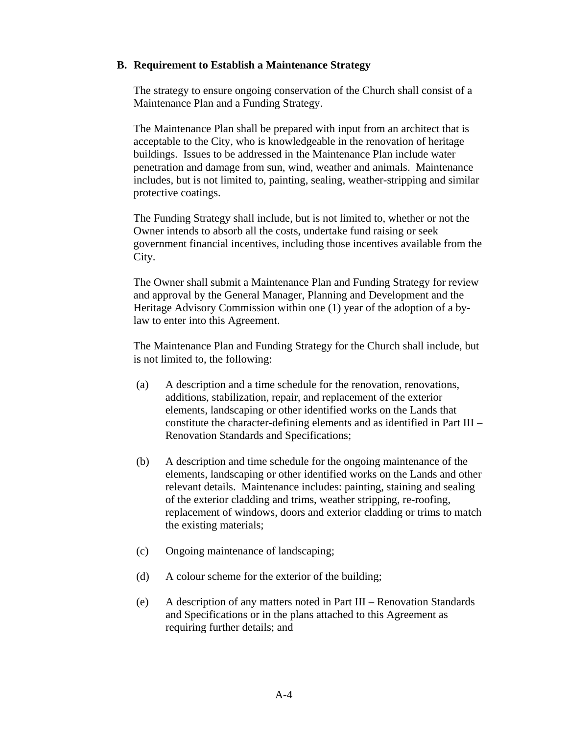### B. Requirement to Establish a Maintenance Strategy

The strategy to ensure ongoing conservation of the Church shall consist of a Maintenance Plan and a Funding Strategy.

The Maintenance Plan shall be prepared with input from an architect that is acceptable to the City, who is knowledgeable in the renovation of heritage buildings. Issues to be addressed in the Maintenance Plan include water penetration and damage from sun, wind, weather and animals. Maintenance includes, but is not limited to, painting, sealing, weather-stripping and similar protective coatings.

The Funding Strategy shall include, but is not limited to, whether or not the Owner intends to absorb all the costs, undertake fund raising or seek government financial incentives, including those incentives available from the City.

The Owner shall submit a Maintenance Plan and Funding Strategy for review and approval by the General Manager, Planning and Development and the Heritage Advisory Commission within one (1) year of the adoption of a by-law to enter into this Agreement.

The Maintenance Plan and Funding Strategy for the Church shall include, but is not limited to, the following:

(a) A description and a time schedule for the renovation, renovations, additions, stabilization, repair, and replacement of the exterior elements, landscaping or other identified works on the Lands that constitute the character-defining elements and as identified in Part III – Renovation Standards and Specifications;

(b) A description and time schedule for the ongoing maintenance of the elements, landscaping or other identified works on the Lands and other relevant details. Maintenance includes: painting, staining and sealing of the exterior cladding and trims, weather stripping, re-roofing, replacement of windows, doors and exterior cladding or trims to match the existing materials;

(c) Ongoing maintenance of landscaping;

(d) A colour scheme for the exterior of the building;

(e) A description of any matters noted in Part III – Renovation Standards and Specifications or in the plans attached to this Agreement as requiring further details; and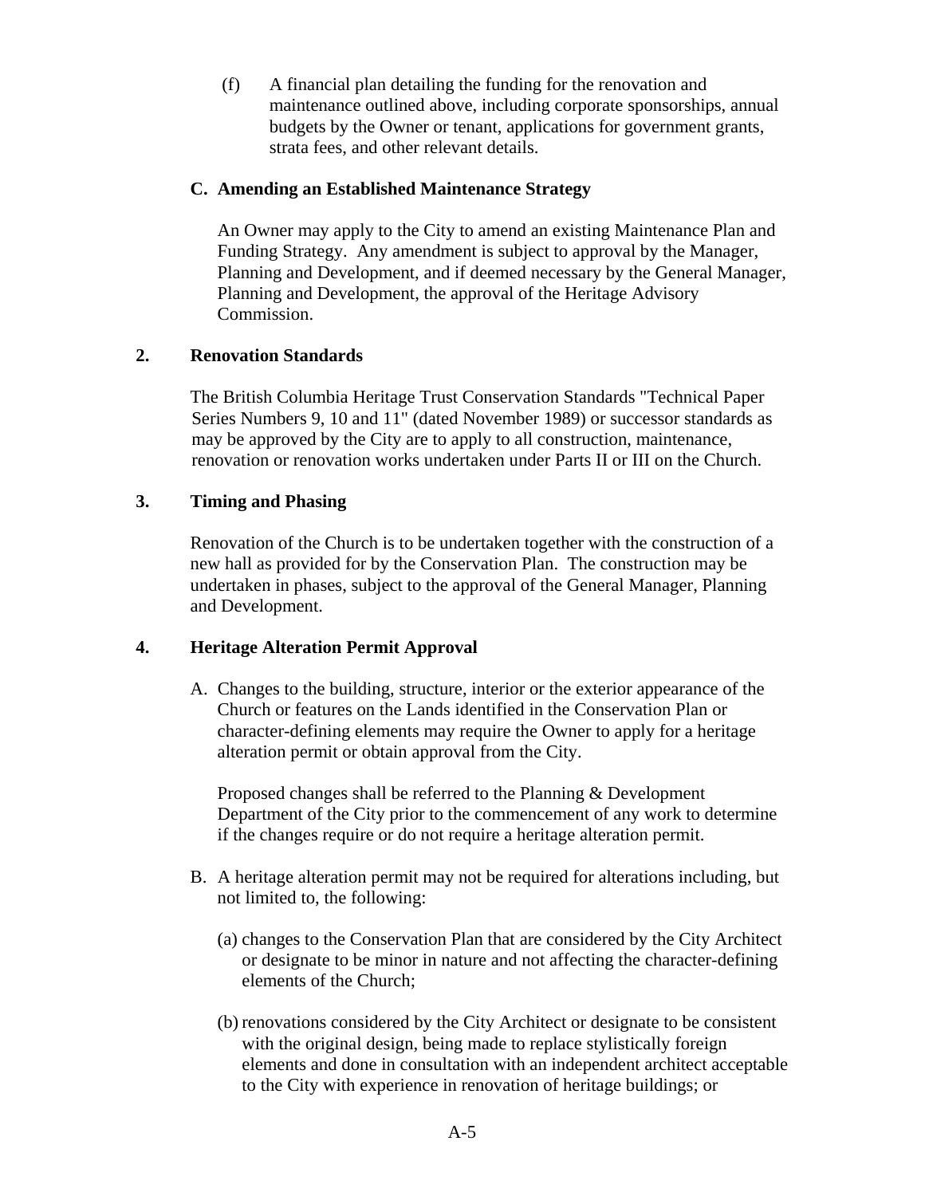(f) A financial plan detailing the funding for the renovation and maintenance outlined above, including corporate sponsorships, annual budgets by the Owner or tenant, applications for government grants, strata fees, and other relevant details.

**C. Amending an Established Maintenance Strategy**

An Owner may apply to the City to amend an existing Maintenance Plan and Funding Strategy. Any amendment is subject to approval by the Manager, Planning and Development, and if deemed necessary by the General Manager, Planning and Development, the approval of the Heritage Advisory Commission.

**2. Renovation Standards**

The British Columbia Heritage Trust Conservation Standards "Technical Paper Series Numbers 9, 10 and 11" (dated November 1989) or successor standards as may be approved by the City are to apply to all construction, maintenance, renovation or renovation works undertaken under Parts II or III on the Church.

**3. Timing and Phasing**

Renovation of the Church is to be undertaken together with the construction of a new hall as provided for by the Conservation Plan. The construction may be undertaken in phases, subject to the approval of the General Manager, Planning and Development.

**4. Heritage Alteration Permit Approval**

A. Changes to the building, structure, interior or the exterior appearance of the Church or features on the Lands identified in the Conservation Plan or character-defining elements may require the Owner to apply for a heritage alteration permit or obtain approval from the City.

Proposed changes shall be referred to the Planning & Development Department of the City prior to the commencement of any work to determine if the changes require or do not require a heritage alteration permit.

B. A heritage alteration permit may not be required for alterations including, but not limited to, the following:

(a) changes to the Conservation Plan that are considered by the City Architect or designate to be minor in nature and not affecting the character-defining elements of the Church;

(b) renovations considered by the City Architect or designate to be consistent with the original design, being made to replace stylistically foreign elements and done in consultation with an independent architect acceptable to the City with experience in renovation of heritage buildings; or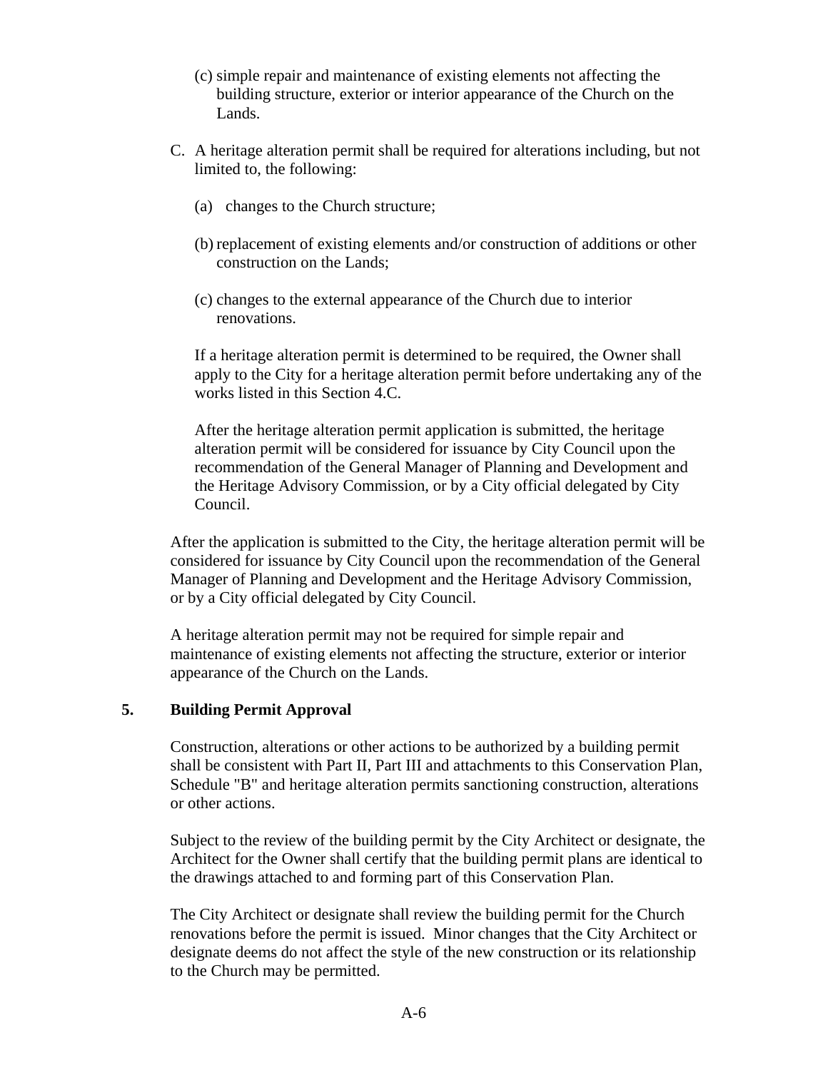(c) simple repair and maintenance of existing elements not affecting the building structure, exterior or interior appearance of the Church on the Lands.

C. A heritage alteration permit shall be required for alterations including, but not limited to, the following:

   (a) changes to the Church structure;

   (b) replacement of existing elements and/or construction of additions or other construction on the Lands;

   (c) changes to the external appearance of the Church due to interior renovations.

   If a heritage alteration permit is determined to be required, the Owner shall apply to the City for a heritage alteration permit before undertaking any of the works listed in this Section 4.C.

   After the heritage alteration permit application is submitted, the heritage alteration permit will be considered for issuance by City Council upon the recommendation of the General Manager of Planning and Development and the Heritage Advisory Commission, or by a City official delegated by City Council.

After the application is submitted to the City, the heritage alteration permit will be considered for issuance by City Council upon the recommendation of the General Manager of Planning and Development and the Heritage Advisory Commission, or by a City official delegated by City Council.

A heritage alteration permit may not be required for simple repair and maintenance of existing elements not affecting the structure, exterior or interior appearance of the Church on the Lands.

## 5. Building Permit Approval

Construction, alterations or other actions to be authorized by a building permit shall be consistent with Part II, Part III and attachments to this Conservation Plan, Schedule "B" and heritage alteration permits sanctioning construction, alterations or other actions.

Subject to the review of the building permit by the City Architect or designate, the Architect for the Owner shall certify that the building permit plans are identical to the drawings attached to and forming part of this Conservation Plan.

The City Architect or designate shall review the building permit for the Church renovations before the permit is issued. Minor changes that the City Architect or designate deems do not affect the style of the new construction or its relationship to the Church may be permitted.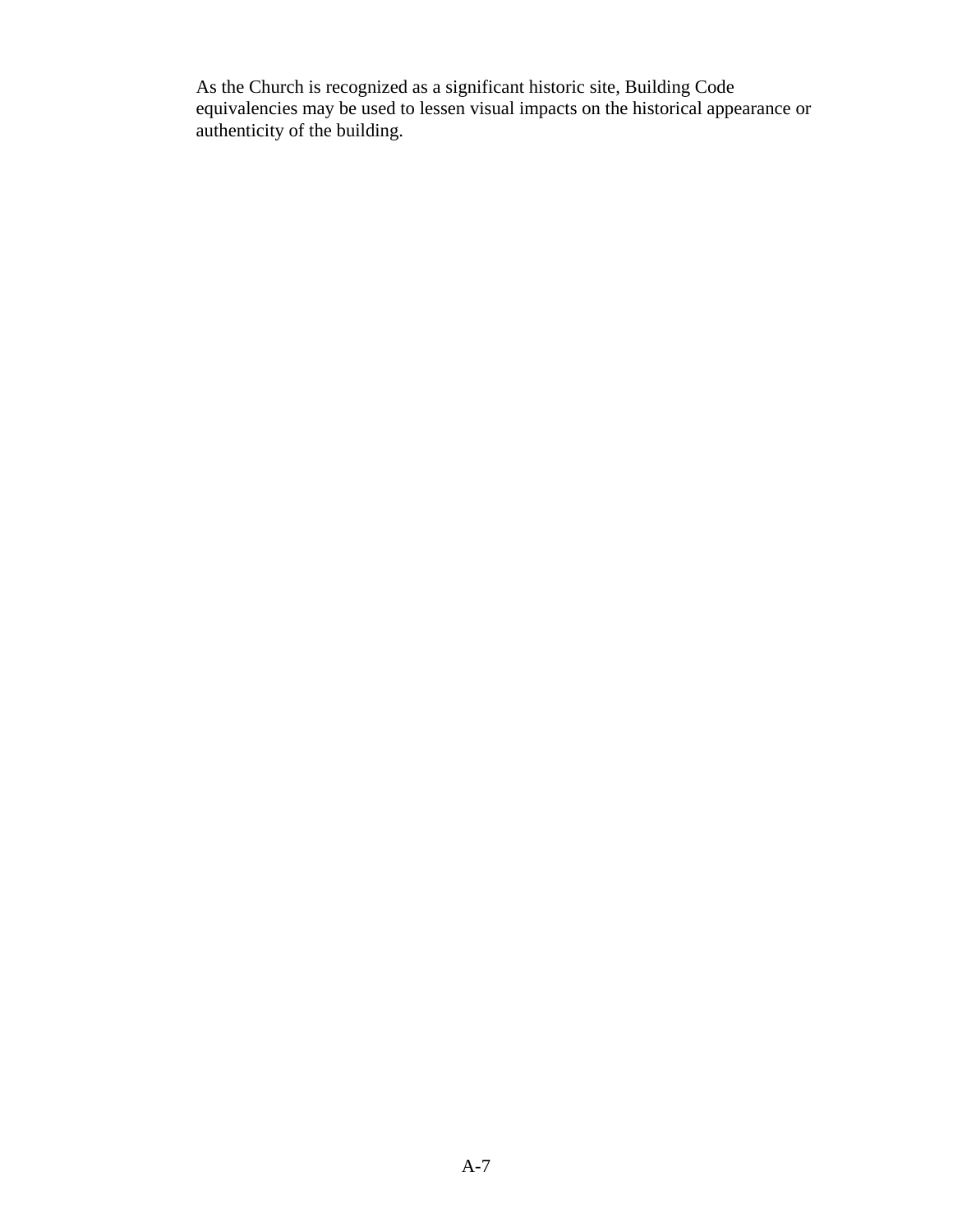As the Church is recognized as a significant historic site, Building Code equivalencies may be used to lessen visual impacts on the historical appearance or authenticity of the building.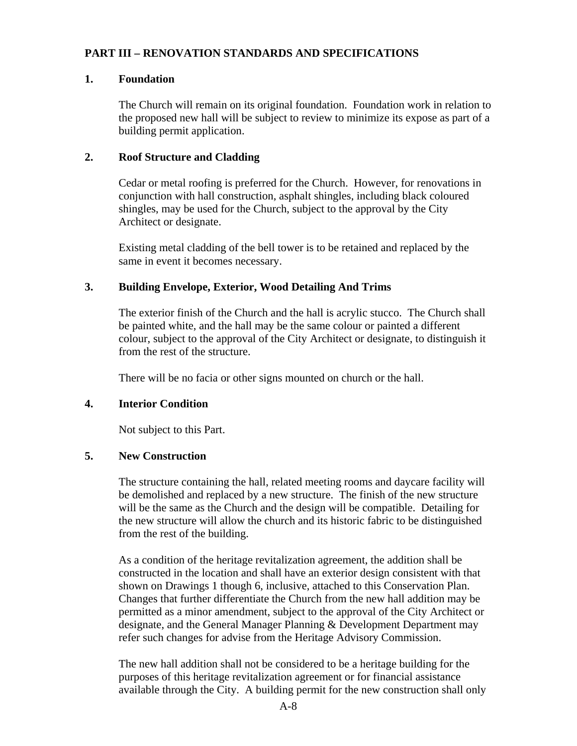## PART III – RENOVATION STANDARDS AND SPECIFICATIONS

### 1. Foundation

The Church will remain on its original foundation. Foundation work in relation to the proposed new hall will be subject to review to minimize its expose as part of a building permit application.

### 2. Roof Structure and Cladding

Cedar or metal roofing is preferred for the Church. However, for renovations in conjunction with hall construction, asphalt shingles, including black coloured shingles, may be used for the Church, subject to the approval by the City Architect or designate.

Existing metal cladding of the bell tower is to be retained and replaced by the same in event it becomes necessary.

### 3. Building Envelope, Exterior, Wood Detailing And Trims

The exterior finish of the Church and the hall is acrylic stucco. The Church shall be painted white, and the hall may be the same colour or painted a different colour, subject to the approval of the City Architect or designate, to distinguish it from the rest of the structure.

There will be no facia or other signs mounted on church or the hall.

### 4. Interior Condition

Not subject to this Part.

### 5. New Construction

The structure containing the hall, related meeting rooms and daycare facility will be demolished and replaced by a new structure. The finish of the new structure will be the same as the Church and the design will be compatible. Detailing for the new structure will allow the church and its historic fabric to be distinguished from the rest of the building.

As a condition of the heritage revitalization agreement, the addition shall be constructed in the location and shall have an exterior design consistent with that shown on Drawings 1 though 6, inclusive, attached to this Conservation Plan. Changes that further differentiate the Church from the new hall addition may be permitted as a minor amendment, subject to the approval of the City Architect or designate, and the General Manager Planning & Development Department may refer such changes for advise from the Heritage Advisory Commission.

The new hall addition shall not be considered to be a heritage building for the purposes of this heritage revitalization agreement or for financial assistance available through the City. A building permit for the new construction shall only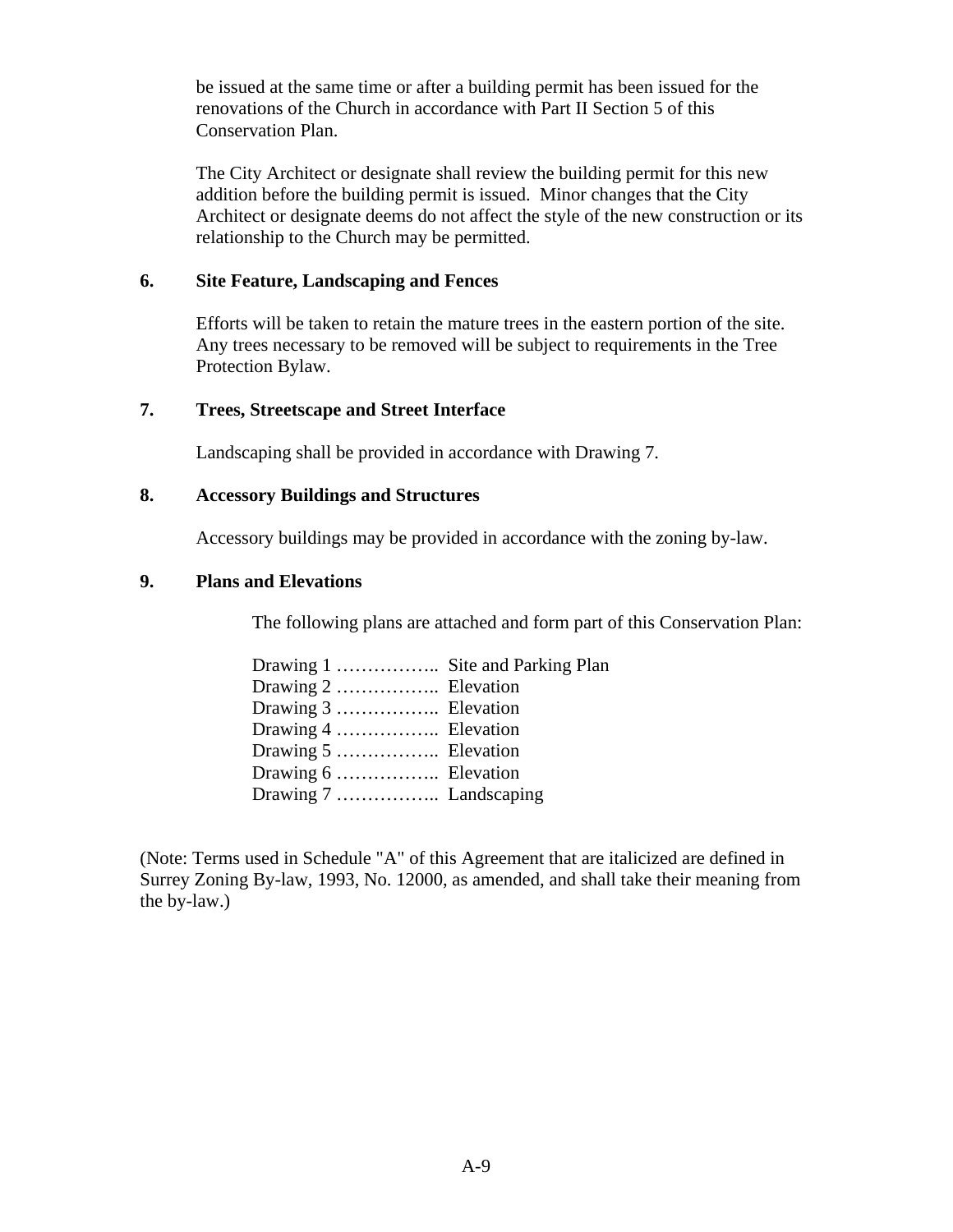be issued at the same time or after a building permit has been issued for the renovations of the Church in accordance with Part II Section 5 of this Conservation Plan.

The City Architect or designate shall review the building permit for this new addition before the building permit is issued. Minor changes that the City Architect or designate deems do not affect the style of the new construction or its relationship to the Church may be permitted.

**6. Site Feature, Landscaping and Fences**

Efforts will be taken to retain the mature trees in the eastern portion of the site. Any trees necessary to be removed will be subject to requirements in the Tree Protection Bylaw.

**7. Trees, Streetscape and Street Interface**

Landscaping shall be provided in accordance with Drawing 7.

**8. Accessory Buildings and Structures**

Accessory buildings may be provided in accordance with the zoning by-law.

**9. Plans and Elevations**

The following plans are attached and form part of this Conservation Plan:

Drawing 1 …………….. Site and Parking Plan
Drawing 2 …………….. Elevation
Drawing 3 …………….. Elevation
Drawing 4 …………….. Elevation
Drawing 5 …………….. Elevation
Drawing 6 …………….. Elevation
Drawing 7 …………….. Landscaping

(Note: Terms used in Schedule "A" of this Agreement that are italicized are defined in Surrey Zoning By-law, 1993, No. 12000, as amended, and shall take their meaning from the by-law.)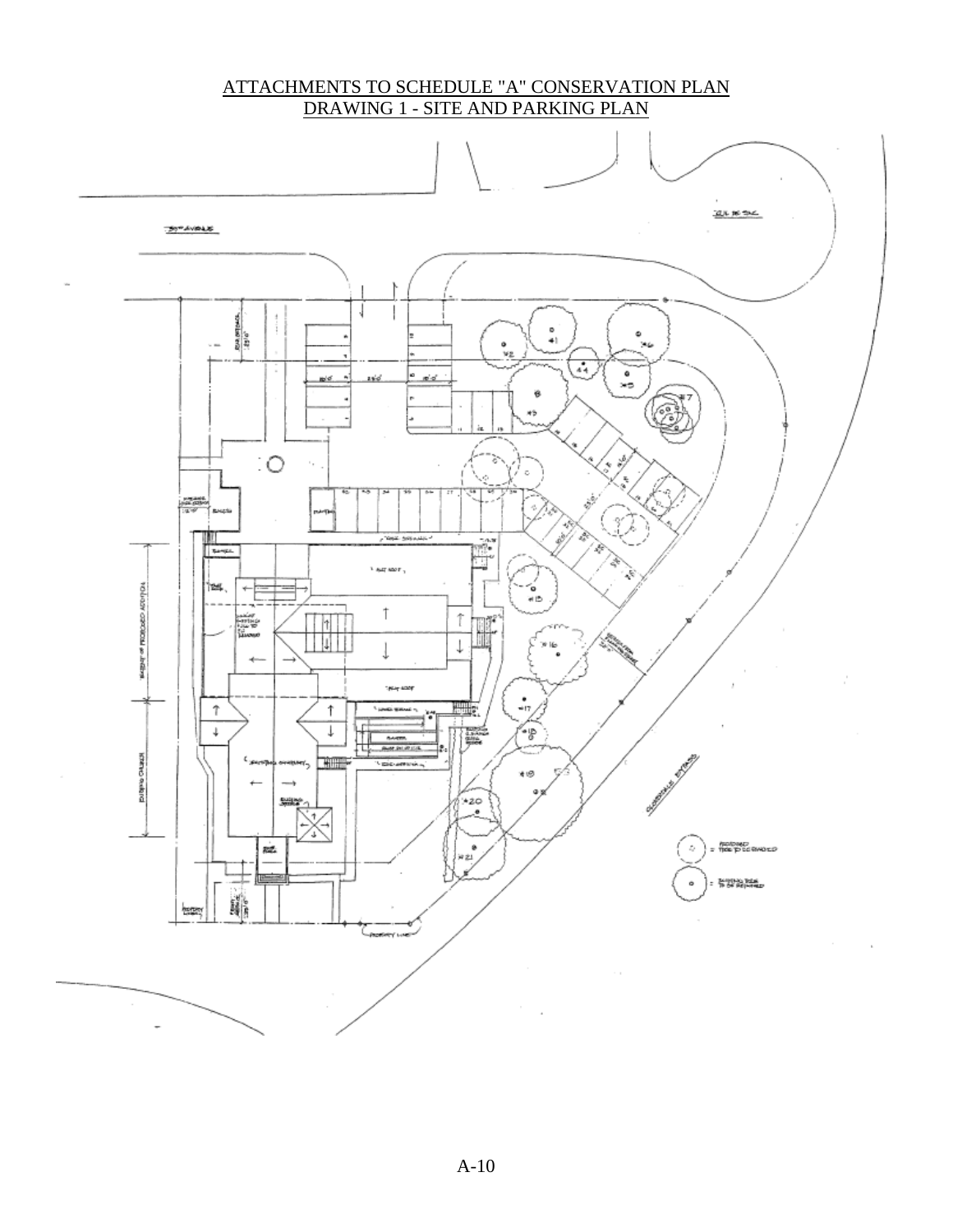ATTACHMENTS TO SCHEDULE "A" CONSERVATION PLAN
DRAWING 1 - SITE AND PARKING PLAN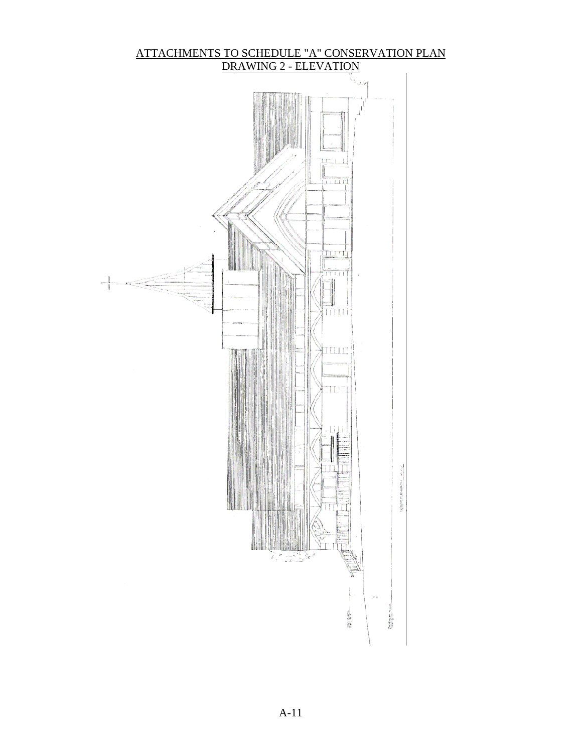ATTACHMENTS TO SCHEDULE "A" CONSERVATION PLAN

DRAWING 2 - ELEVATION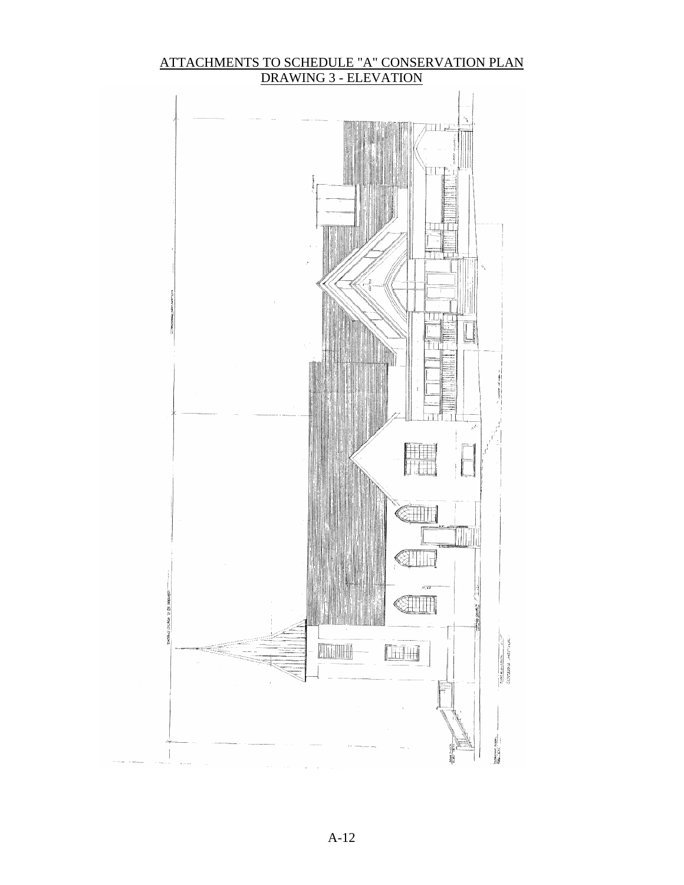ATTACHMENTS TO SCHEDULE "A" CONSERVATION PLAN

DRAWING 3 - ELEVATION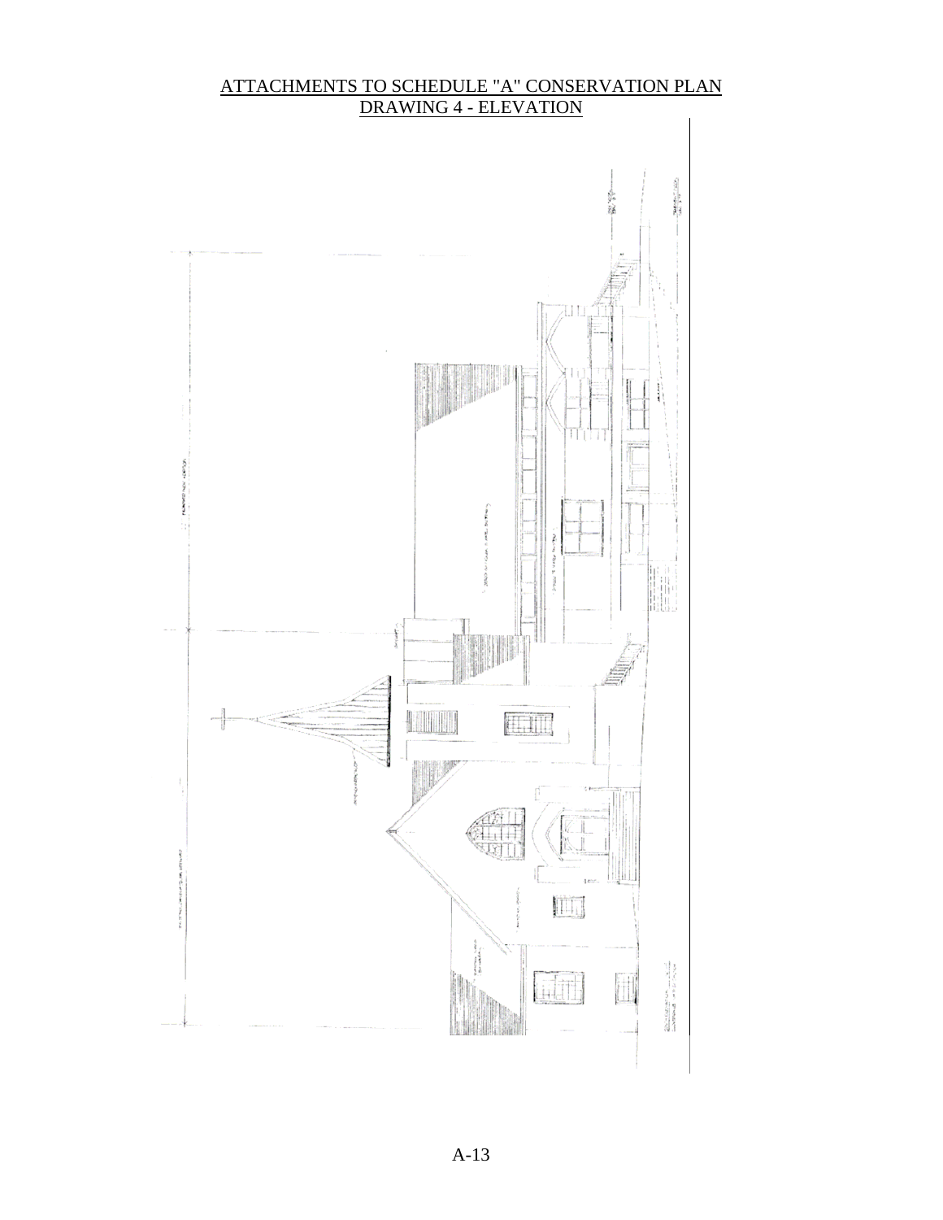ATTACHMENTS TO SCHEDULE "A" CONSERVATION PLAN

DRAWING 4 - ELEVATION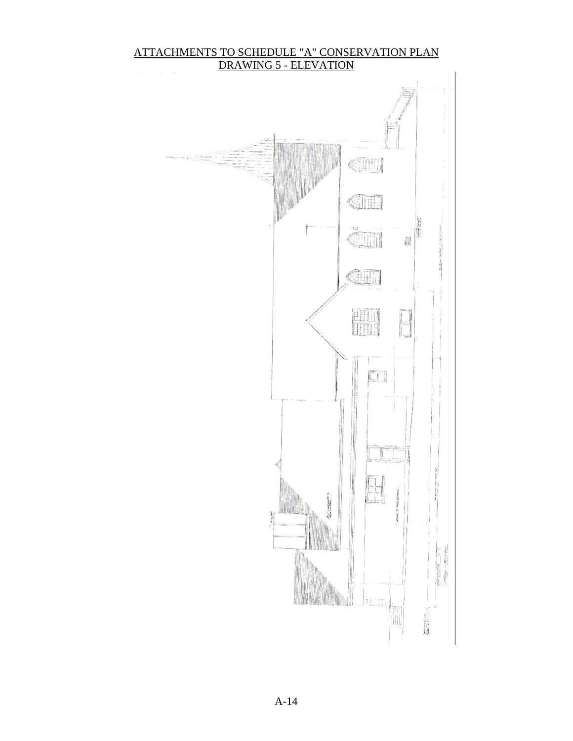ATTACHMENTS TO SCHEDULE "A" CONSERVATION PLAN

DRAWING 5 - ELEVATION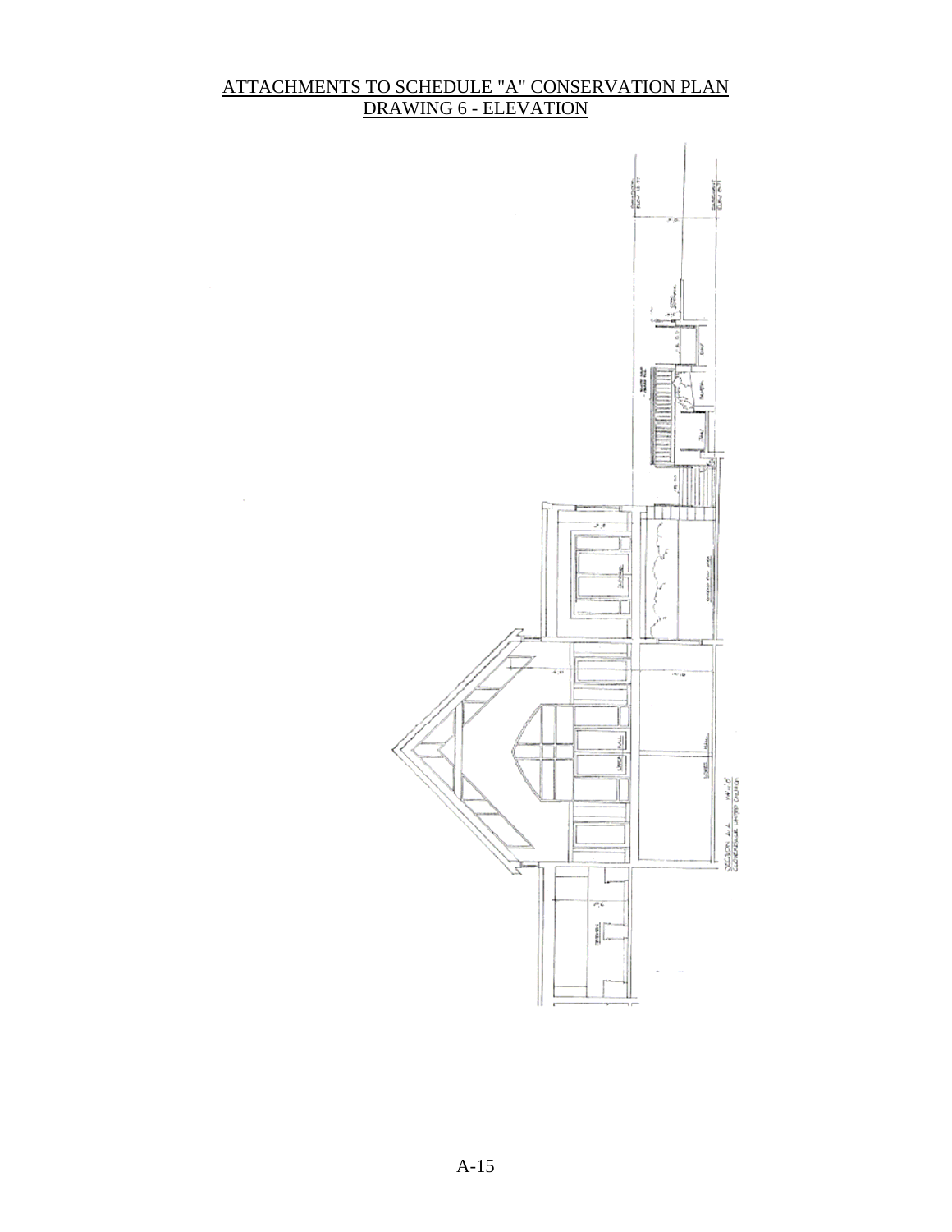ATTACHMENTS TO SCHEDULE "A" CONSERVATION PLAN

DRAWING 6 - ELEVATION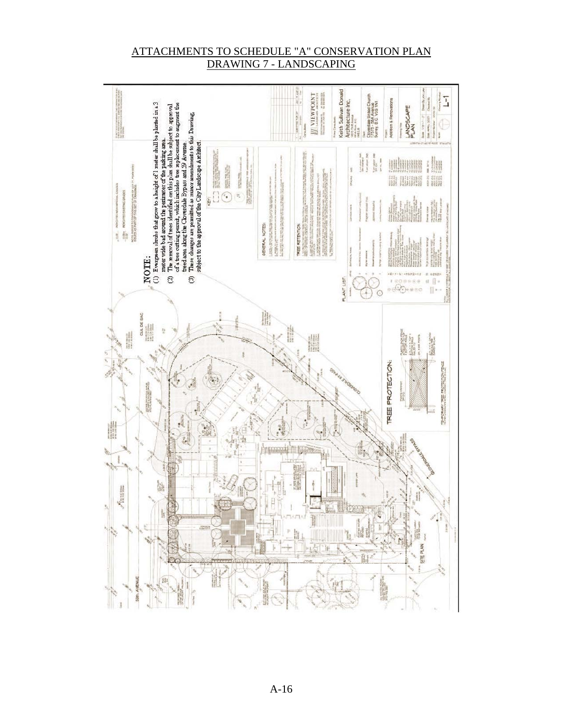## ATTACHMENTS TO SCHEDULE "A" CONSERVATION PLAN
## DRAWING 7 - LANDSCAPING

NOTE:

(1) Evergreen shrubs that grow to a height of 1 meter shall be planted in a 3 meter wide bed around the perimeter of the parking area.

(2) The removal of trees identified on this plan shall be subject to approval of a tree cutting permit, which includes tree replacement to augment the treed area along the Cloverdale Bypass and 59 Avenue.

(3) These changes are permitted as minor amendments to this Drawing, subject to the approval of the City Landscape Architect.

CUL DE SAC

59th AVENUE

CLOVERDALE BY-PASS

TREE PROTECTION:

SITE PLAN

PLANT LIST:

GENERAL NOTES:

TREE RETENTION:

KEY:

VIEWPOINT

Keith Sullivan Donald Architecture Inc.

Cloverdale United Church
17575 - 58A Avenue
Surrey, B.C. V3S 1N1

Addition & Renovations

LANDSCAPE PLAN

L-1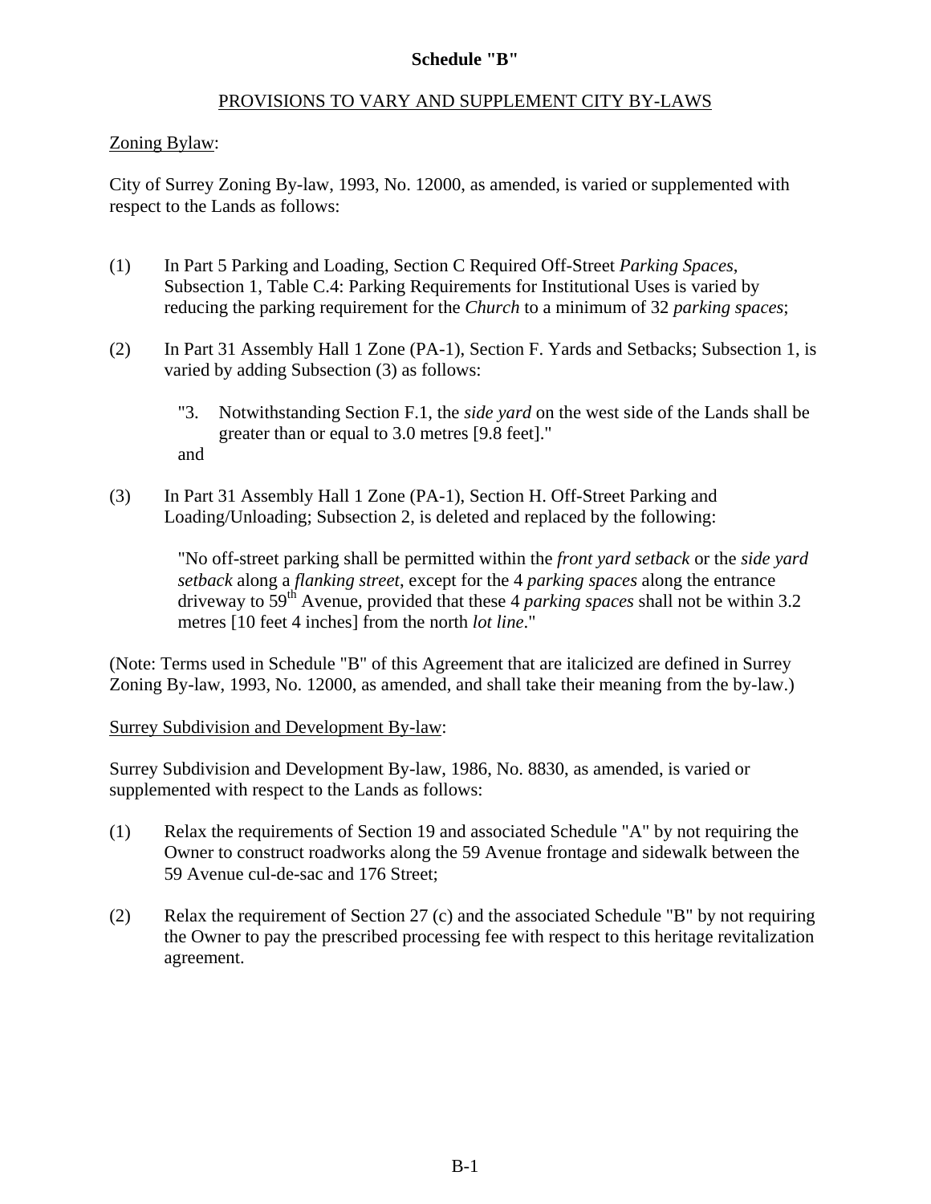**Schedule "B"**

PROVISIONS TO VARY AND SUPPLEMENT CITY BY-LAWS

Zoning Bylaw:

City of Surrey Zoning By-law, 1993, No. 12000, as amended, is varied or supplemented with respect to the Lands as follows:

(1) In Part 5 Parking and Loading, Section C Required Off-Street *Parking Spaces*, Subsection 1, Table C.4: Parking Requirements for Institutional Uses is varied by reducing the parking requirement for the *Church* to a minimum of 32 *parking spaces*;

(2) In Part 31 Assembly Hall 1 Zone (PA-1), Section F. Yards and Setbacks; Subsection 1, is varied by adding Subsection (3) as follows:

"3. Notwithstanding Section F.1, the *side yard* on the west side of the Lands shall be greater than or equal to 3.0 metres [9.8 feet]."

and

(3) In Part 31 Assembly Hall 1 Zone (PA-1), Section H. Off-Street Parking and Loading/Unloading; Subsection 2, is deleted and replaced by the following:

"No off-street parking shall be permitted within the *front yard setback* or the *side yard setback* along a *flanking street*, except for the 4 *parking spaces* along the entrance driveway to 59th Avenue, provided that these 4 *parking spaces* shall not be within 3.2 metres [10 feet 4 inches] from the north *lot line*."

(Note: Terms used in Schedule "B" of this Agreement that are italicized are defined in Surrey Zoning By-law, 1993, No. 12000, as amended, and shall take their meaning from the by-law.)

Surrey Subdivision and Development By-law:

Surrey Subdivision and Development By-law, 1986, No. 8830, as amended, is varied or supplemented with respect to the Lands as follows:

(1) Relax the requirements of Section 19 and associated Schedule "A" by not requiring the Owner to construct roadworks along the 59 Avenue frontage and sidewalk between the 59 Avenue cul-de-sac and 176 Street;

(2) Relax the requirement of Section 27 (c) and the associated Schedule "B" by not requiring the Owner to pay the prescribed processing fee with respect to this heritage revitalization agreement.